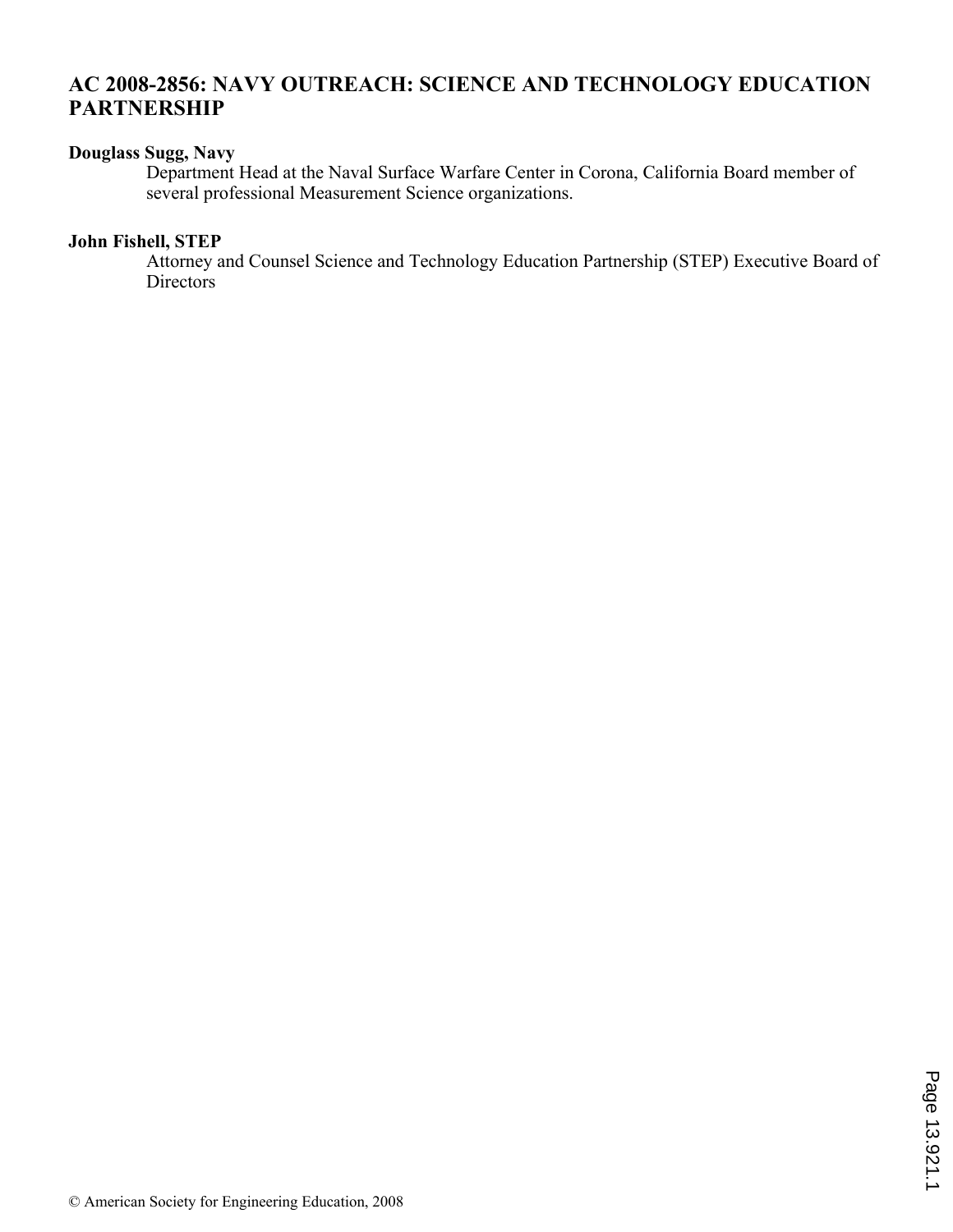# AC 2008-2856: NAVY OUTREACH: SCIENCE AND TECHNOLOGY EDUCATION PARTNERSHIP

**Douglass Sugg, Navy**

Department Head at the Naval Surface Warfare Center in Corona, California Board member of several professional Measurement Science organizations.

**John Fishell, STEP**

Attorney and Counsel Science and Technology Education Partnership (STEP) Executive Board of Directors

© American Society for Engineering Education, 2008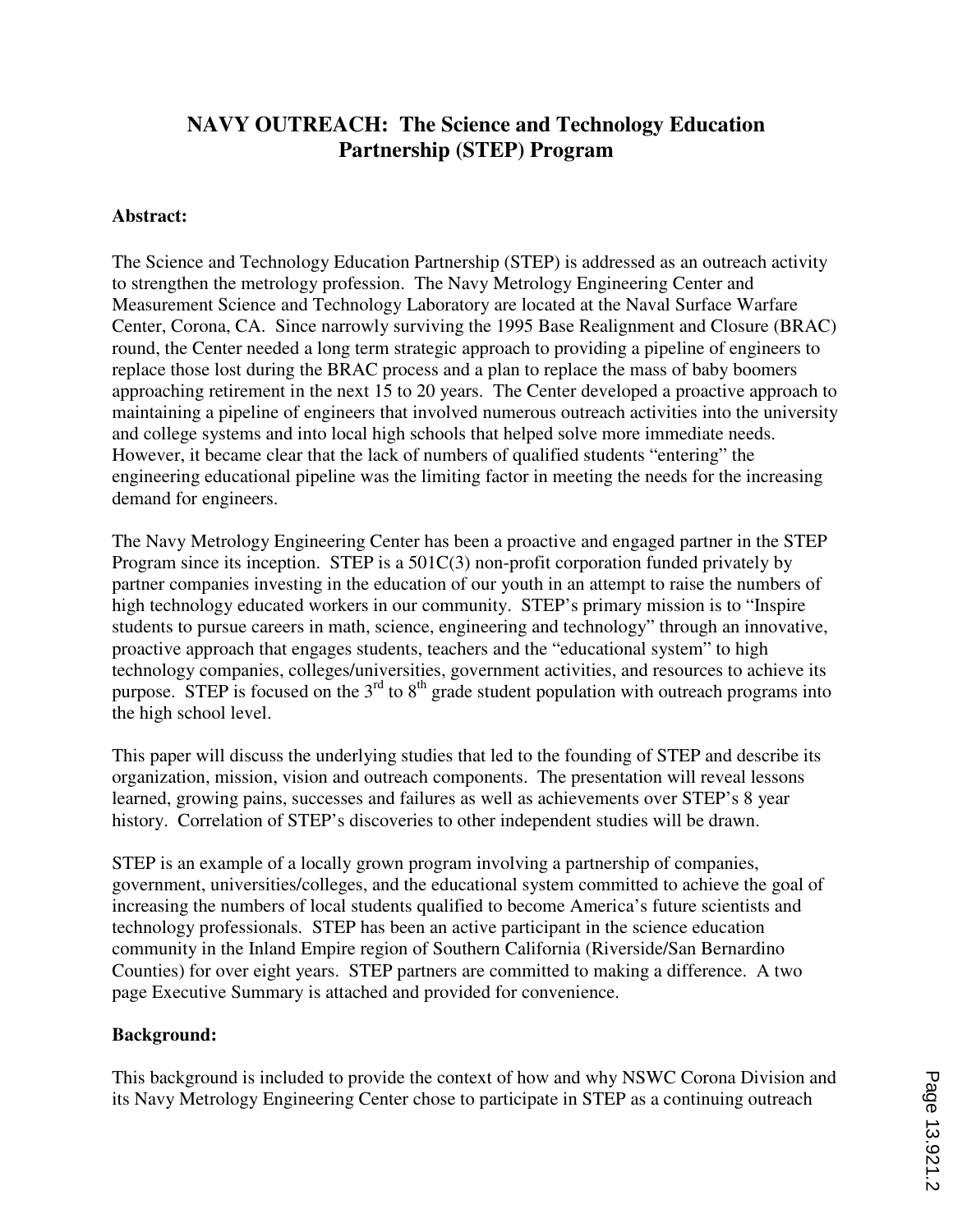# NAVY OUTREACH: The Science and Technology Education Partnership (STEP) Program

**Abstract:**

The Science and Technology Education Partnership (STEP) is addressed as an outreach activity to strengthen the metrology profession. The Navy Metrology Engineering Center and Measurement Science and Technology Laboratory are located at the Naval Surface Warfare Center, Corona, CA. Since narrowly surviving the 1995 Base Realignment and Closure (BRAC) round, the Center needed a long term strategic approach to providing a pipeline of engineers to replace those lost during the BRAC process and a plan to replace the mass of baby boomers approaching retirement in the next 15 to 20 years. The Center developed a proactive approach to maintaining a pipeline of engineers that involved numerous outreach activities into the university and college systems and into local high schools that helped solve more immediate needs. However, it became clear that the lack of numbers of qualified students "entering" the engineering educational pipeline was the limiting factor in meeting the needs for the increasing demand for engineers.

The Navy Metrology Engineering Center has been a proactive and engaged partner in the STEP Program since its inception. STEP is a 501C(3) non-profit corporation funded privately by partner companies investing in the education of our youth in an attempt to raise the numbers of high technology educated workers in our community. STEP's primary mission is to "Inspire students to pursue careers in math, science, engineering and technology" through an innovative, proactive approach that engages students, teachers and the "educational system" to high technology companies, colleges/universities, government activities, and resources to achieve its purpose. STEP is focused on the 3rd to 8th grade student population with outreach programs into the high school level.

This paper will discuss the underlying studies that led to the founding of STEP and describe its organization, mission, vision and outreach components. The presentation will reveal lessons learned, growing pains, successes and failures as well as achievements over STEP's 8 year history. Correlation of STEP's discoveries to other independent studies will be drawn.

STEP is an example of a locally grown program involving a partnership of companies, government, universities/colleges, and the educational system committed to achieve the goal of increasing the numbers of local students qualified to become America's future scientists and technology professionals. STEP has been an active participant in the science education community in the Inland Empire region of Southern California (Riverside/San Bernardino Counties) for over eight years. STEP partners are committed to making a difference. A two page Executive Summary is attached and provided for convenience.

**Background:**

This background is included to provide the context of how and why NSWC Corona Division and its Navy Metrology Engineering Center chose to participate in STEP as a continuing outreach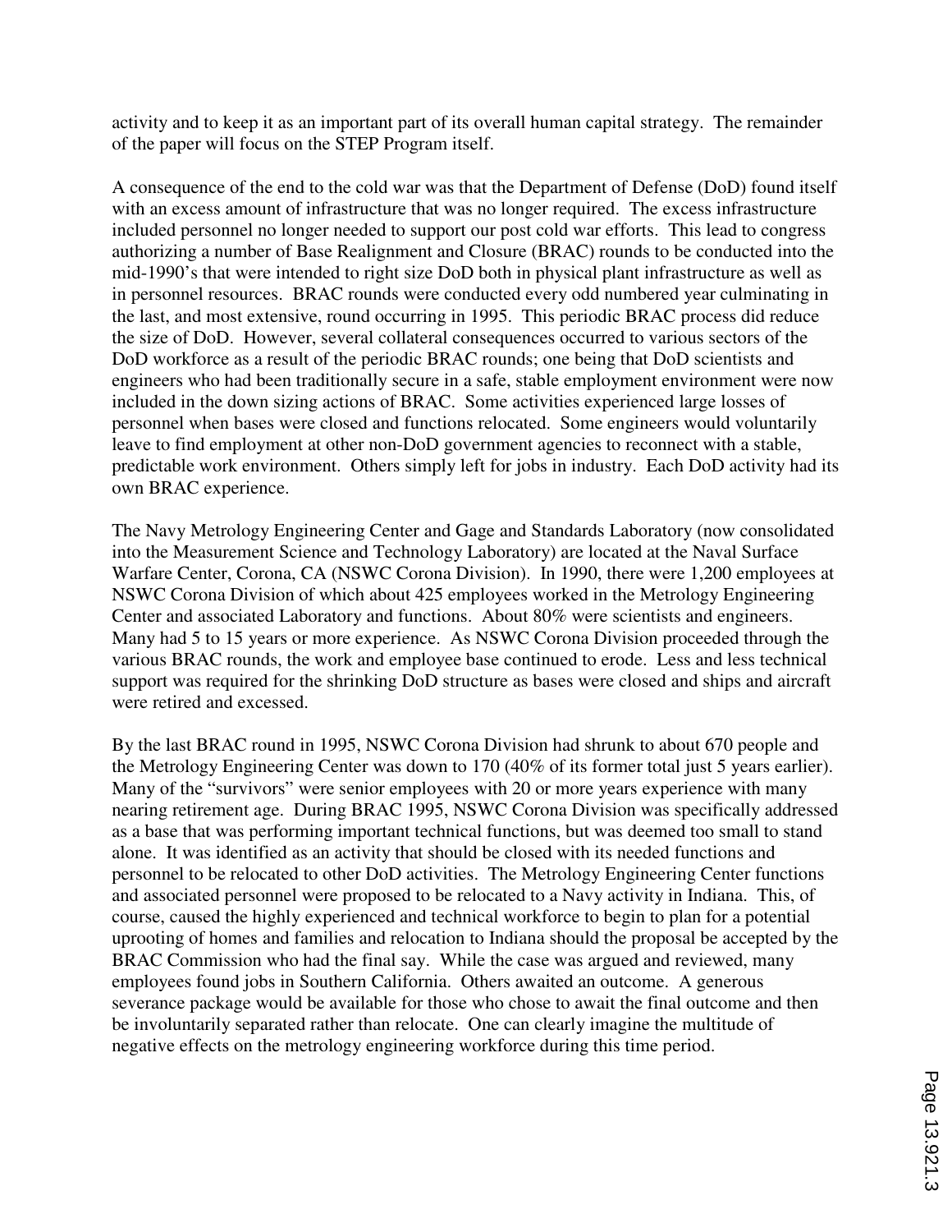activity and to keep it as an important part of its overall human capital strategy. The remainder of the paper will focus on the STEP Program itself.

A consequence of the end to the cold war was that the Department of Defense (DoD) found itself with an excess amount of infrastructure that was no longer required. The excess infrastructure included personnel no longer needed to support our post cold war efforts. This lead to congress authorizing a number of Base Realignment and Closure (BRAC) rounds to be conducted into the mid-1990's that were intended to right size DoD both in physical plant infrastructure as well as in personnel resources. BRAC rounds were conducted every odd numbered year culminating in the last, and most extensive, round occurring in 1995. This periodic BRAC process did reduce the size of DoD. However, several collateral consequences occurred to various sectors of the DoD workforce as a result of the periodic BRAC rounds; one being that DoD scientists and engineers who had been traditionally secure in a safe, stable employment environment were now included in the down sizing actions of BRAC. Some activities experienced large losses of personnel when bases were closed and functions relocated. Some engineers would voluntarily leave to find employment at other non-DoD government agencies to reconnect with a stable, predictable work environment. Others simply left for jobs in industry. Each DoD activity had its own BRAC experience.

The Navy Metrology Engineering Center and Gage and Standards Laboratory (now consolidated into the Measurement Science and Technology Laboratory) are located at the Naval Surface Warfare Center, Corona, CA (NSWC Corona Division). In 1990, there were 1,200 employees at NSWC Corona Division of which about 425 employees worked in the Metrology Engineering Center and associated Laboratory and functions. About 80% were scientists and engineers. Many had 5 to 15 years or more experience. As NSWC Corona Division proceeded through the various BRAC rounds, the work and employee base continued to erode. Less and less technical support was required for the shrinking DoD structure as bases were closed and ships and aircraft were retired and excessed.

By the last BRAC round in 1995, NSWC Corona Division had shrunk to about 670 people and the Metrology Engineering Center was down to 170 (40% of its former total just 5 years earlier). Many of the "survivors" were senior employees with 20 or more years experience with many nearing retirement age. During BRAC 1995, NSWC Corona Division was specifically addressed as a base that was performing important technical functions, but was deemed too small to stand alone. It was identified as an activity that should be closed with its needed functions and personnel to be relocated to other DoD activities. The Metrology Engineering Center functions and associated personnel were proposed to be relocated to a Navy activity in Indiana. This, of course, caused the highly experienced and technical workforce to begin to plan for a potential uprooting of homes and families and relocation to Indiana should the proposal be accepted by the BRAC Commission who had the final say. While the case was argued and reviewed, many employees found jobs in Southern California. Others awaited an outcome. A generous severance package would be available for those who chose to await the final outcome and then be involuntarily separated rather than relocate. One can clearly imagine the multitude of negative effects on the metrology engineering workforce during this time period.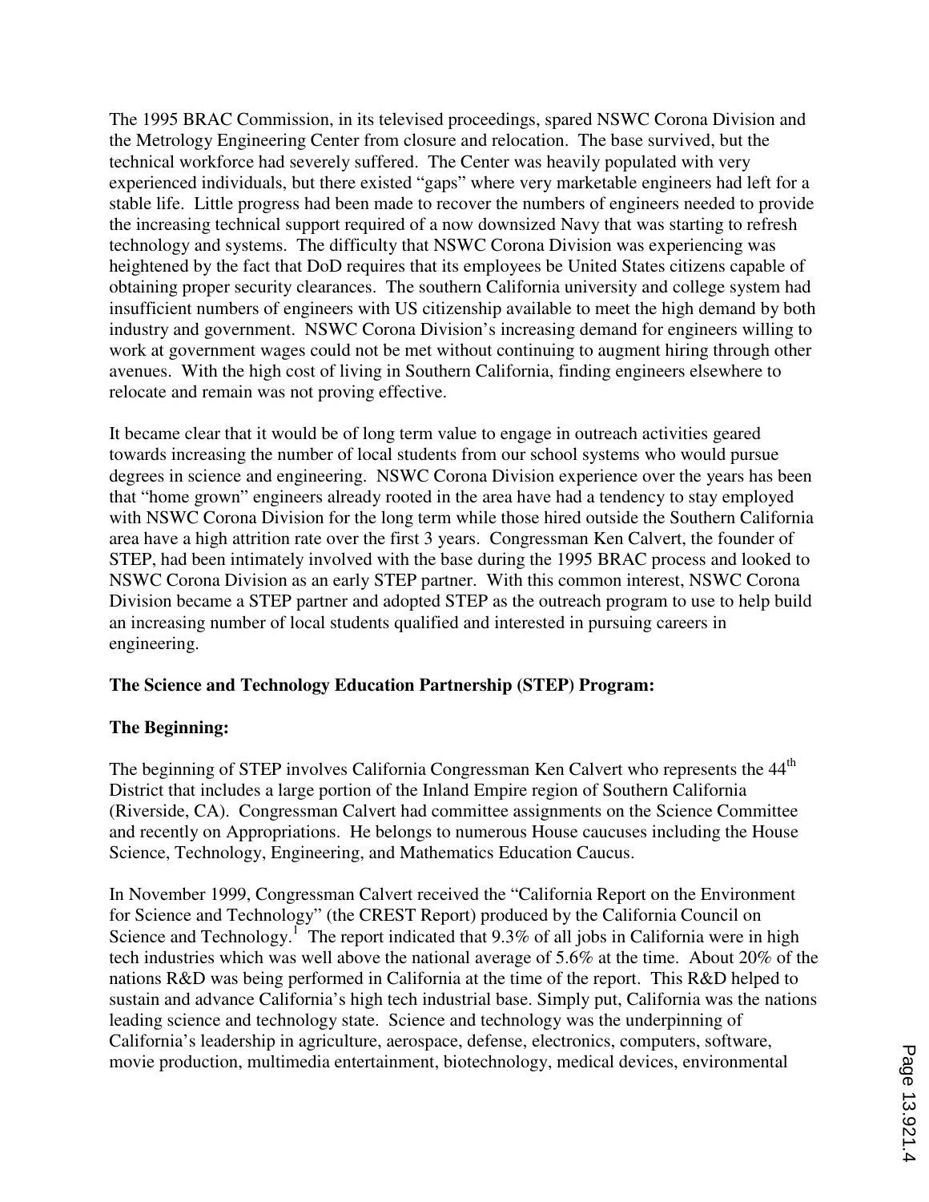The 1995 BRAC Commission, in its televised proceedings, spared NSWC Corona Division and the Metrology Engineering Center from closure and relocation. The base survived, but the technical workforce had severely suffered. The Center was heavily populated with very experienced individuals, but there existed "gaps" where very marketable engineers had left for a stable life. Little progress had been made to recover the numbers of engineers needed to provide the increasing technical support required of a now downsized Navy that was starting to refresh technology and systems. The difficulty that NSWC Corona Division was experiencing was heightened by the fact that DoD requires that its employees be United States citizens capable of obtaining proper security clearances. The southern California university and college system had insufficient numbers of engineers with US citizenship available to meet the high demand by both industry and government. NSWC Corona Division's increasing demand for engineers willing to work at government wages could not be met without continuing to augment hiring through other avenues. With the high cost of living in Southern California, finding engineers elsewhere to relocate and remain was not proving effective.

It became clear that it would be of long term value to engage in outreach activities geared towards increasing the number of local students from our school systems who would pursue degrees in science and engineering. NSWC Corona Division experience over the years has been that "home grown" engineers already rooted in the area have had a tendency to stay employed with NSWC Corona Division for the long term while those hired outside the Southern California area have a high attrition rate over the first 3 years. Congressman Ken Calvert, the founder of STEP, had been intimately involved with the base during the 1995 BRAC process and looked to NSWC Corona Division as an early STEP partner. With this common interest, NSWC Corona Division became a STEP partner and adopted STEP as the outreach program to use to help build an increasing number of local students qualified and interested in pursuing careers in engineering.

## The Science and Technology Education Partnership (STEP) Program:

### The Beginning:

The beginning of STEP involves California Congressman Ken Calvert who represents the 44th District that includes a large portion of the Inland Empire region of Southern California (Riverside, CA). Congressman Calvert had committee assignments on the Science Committee and recently on Appropriations. He belongs to numerous House caucuses including the House Science, Technology, Engineering, and Mathematics Education Caucus.

In November 1999, Congressman Calvert received the "California Report on the Environment for Science and Technology" (the CREST Report) produced by the California Council on Science and Technology.[1] The report indicated that 9.3% of all jobs in California were in high tech industries which was well above the national average of 5.6% at the time. About 20% of the nations R&D was being performed in California at the time of the report. This R&D helped to sustain and advance California's high tech industrial base. Simply put, California was the nations leading science and technology state. Science and technology was the underpinning of California's leadership in agriculture, aerospace, defense, electronics, computers, software, movie production, multimedia entertainment, biotechnology, medical devices, environmental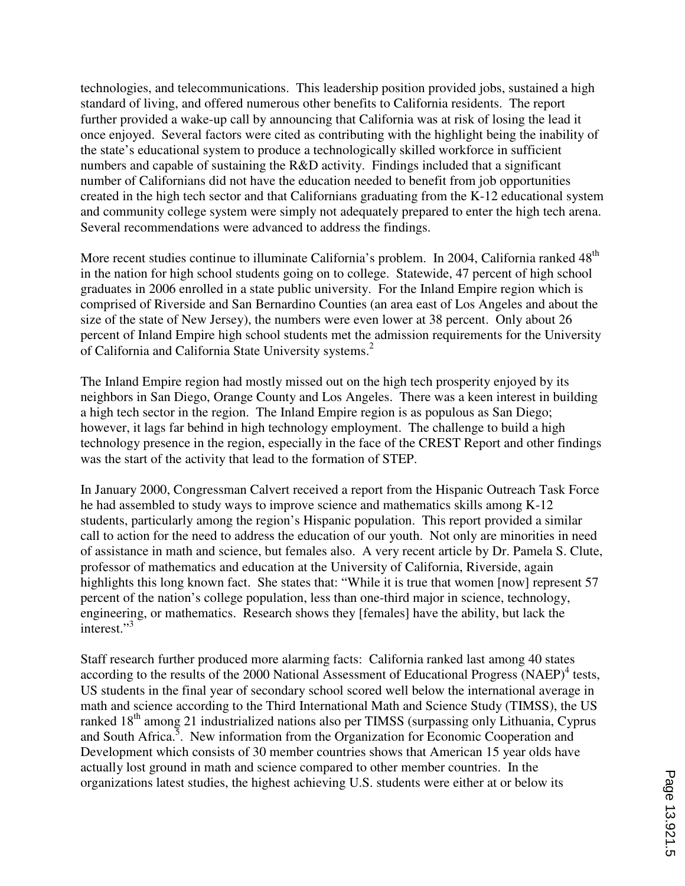technologies, and telecommunications. This leadership position provided jobs, sustained a high standard of living, and offered numerous other benefits to California residents. The report further provided a wake-up call by announcing that California was at risk of losing the lead it once enjoyed. Several factors were cited as contributing with the highlight being the inability of the state's educational system to produce a technologically skilled workforce in sufficient numbers and capable of sustaining the R&D activity. Findings included that a significant number of Californians did not have the education needed to benefit from job opportunities created in the high tech sector and that Californians graduating from the K-12 educational system and community college system were simply not adequately prepared to enter the high tech arena. Several recommendations were advanced to address the findings.

More recent studies continue to illuminate California's problem. In 2004, California ranked 48th in the nation for high school students going on to college. Statewide, 47 percent of high school graduates in 2006 enrolled in a state public university. For the Inland Empire region which is comprised of Riverside and San Bernardino Counties (an area east of Los Angeles and about the size of the state of New Jersey), the numbers were even lower at 38 percent. Only about 26 percent of Inland Empire high school students met the admission requirements for the University of California and California State University systems.[2]

The Inland Empire region had mostly missed out on the high tech prosperity enjoyed by its neighbors in San Diego, Orange County and Los Angeles. There was a keen interest in building a high tech sector in the region. The Inland Empire region is as populous as San Diego; however, it lags far behind in high technology employment. The challenge to build a high technology presence in the region, especially in the face of the CREST Report and other findings was the start of the activity that lead to the formation of STEP.

In January 2000, Congressman Calvert received a report from the Hispanic Outreach Task Force he had assembled to study ways to improve science and mathematics skills among K-12 students, particularly among the region's Hispanic population. This report provided a similar call to action for the need to address the education of our youth. Not only are minorities in need of assistance in math and science, but females also. A very recent article by Dr. Pamela S. Clute, professor of mathematics and education at the University of California, Riverside, again highlights this long known fact. She states that: "While it is true that women [now] represent 57 percent of the nation's college population, less than one-third major in science, technology, engineering, or mathematics. Research shows they [females] have the ability, but lack the interest."[3]

Staff research further produced more alarming facts: California ranked last among 40 states according to the results of the 2000 National Assessment of Educational Progress (NAEP)[4] tests, US students in the final year of secondary school scored well below the international average in math and science according to the Third International Math and Science Study (TIMSS), the US ranked 18th among 21 industrialized nations also per TIMSS (surpassing only Lithuania, Cyprus and South Africa.[5]. New information from the Organization for Economic Cooperation and Development which consists of 30 member countries shows that American 15 year olds have actually lost ground in math and science compared to other member countries. In the organizations latest studies, the highest achieving U.S. students were either at or below its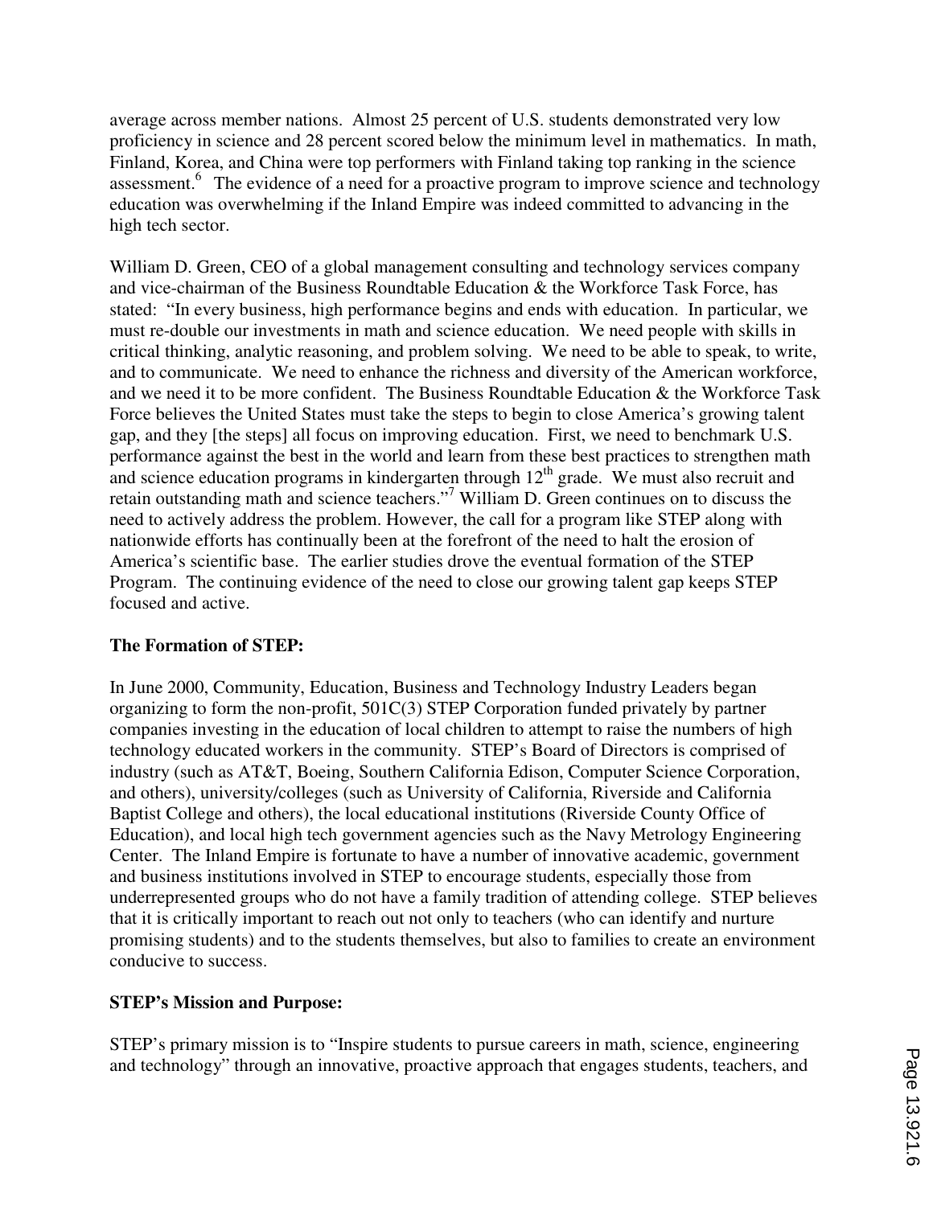average across member nations. Almost 25 percent of U.S. students demonstrated very low proficiency in science and 28 percent scored below the minimum level in mathematics. In math, Finland, Korea, and China were top performers with Finland taking top ranking in the science assessment.[6] The evidence of a need for a proactive program to improve science and technology education was overwhelming if the Inland Empire was indeed committed to advancing in the high tech sector.

William D. Green, CEO of a global management consulting and technology services company and vice-chairman of the Business Roundtable Education & the Workforce Task Force, has stated: "In every business, high performance begins and ends with education. In particular, we must re-double our investments in math and science education. We need people with skills in critical thinking, analytic reasoning, and problem solving. We need to be able to speak, to write, and to communicate. We need to enhance the richness and diversity of the American workforce, and we need it to be more confident. The Business Roundtable Education & the Workforce Task Force believes the United States must take the steps to begin to close America's growing talent gap, and they [the steps] all focus on improving education. First, we need to benchmark U.S. performance against the best in the world and learn from these best practices to strengthen math and science education programs in kindergarten through 12th grade. We must also recruit and retain outstanding math and science teachers."[7] William D. Green continues on to discuss the need to actively address the problem. However, the call for a program like STEP along with nationwide efforts has continually been at the forefront of the need to halt the erosion of America's scientific base. The earlier studies drove the eventual formation of the STEP Program. The continuing evidence of the need to close our growing talent gap keeps STEP focused and active.

**The Formation of STEP:**

In June 2000, Community, Education, Business and Technology Industry Leaders began organizing to form the non-profit, 501C(3) STEP Corporation funded privately by partner companies investing in the education of local children to attempt to raise the numbers of high technology educated workers in the community. STEP's Board of Directors is comprised of industry (such as AT&T, Boeing, Southern California Edison, Computer Science Corporation, and others), university/colleges (such as University of California, Riverside and California Baptist College and others), the local educational institutions (Riverside County Office of Education), and local high tech government agencies such as the Navy Metrology Engineering Center. The Inland Empire is fortunate to have a number of innovative academic, government and business institutions involved in STEP to encourage students, especially those from underrepresented groups who do not have a family tradition of attending college. STEP believes that it is critically important to reach out not only to teachers (who can identify and nurture promising students) and to the students themselves, but also to families to create an environment conducive to success.

**STEP's Mission and Purpose:**

STEP's primary mission is to "Inspire students to pursue careers in math, science, engineering and technology" through an innovative, proactive approach that engages students, teachers, and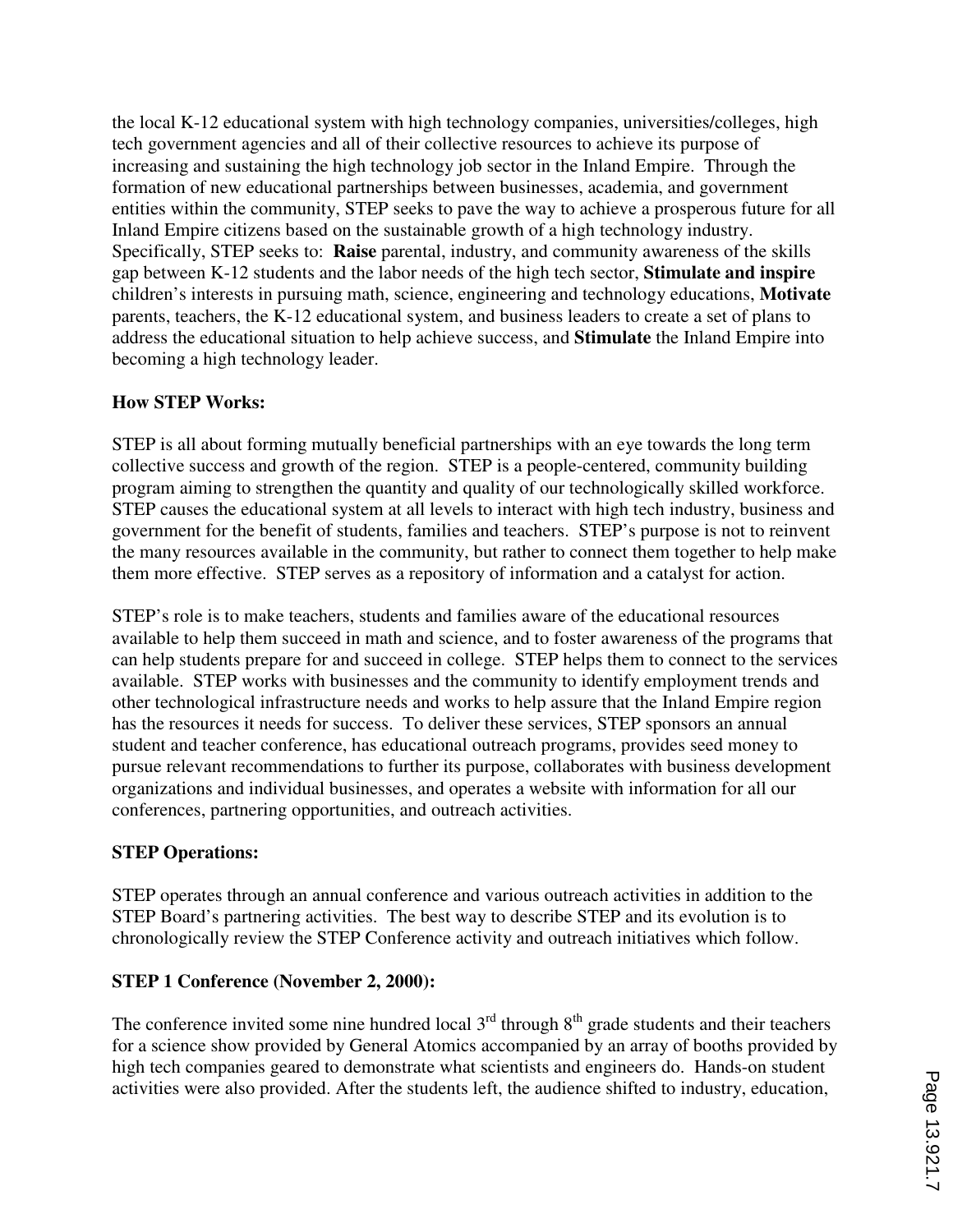the local K-12 educational system with high technology companies, universities/colleges, high tech government agencies and all of their collective resources to achieve its purpose of increasing and sustaining the high technology job sector in the Inland Empire. Through the formation of new educational partnerships between businesses, academia, and government entities within the community, STEP seeks to pave the way to achieve a prosperous future for all Inland Empire citizens based on the sustainable growth of a high technology industry. Specifically, STEP seeks to: **Raise** parental, industry, and community awareness of the skills gap between K-12 students and the labor needs of the high tech sector, **Stimulate and inspire** children's interests in pursuing math, science, engineering and technology educations, **Motivate** parents, teachers, the K-12 educational system, and business leaders to create a set of plans to address the educational situation to help achieve success, and **Stimulate** the Inland Empire into becoming a high technology leader.

**How STEP Works:**

STEP is all about forming mutually beneficial partnerships with an eye towards the long term collective success and growth of the region. STEP is a people-centered, community building program aiming to strengthen the quantity and quality of our technologically skilled workforce. STEP causes the educational system at all levels to interact with high tech industry, business and government for the benefit of students, families and teachers. STEP's purpose is not to reinvent the many resources available in the community, but rather to connect them together to help make them more effective. STEP serves as a repository of information and a catalyst for action.

STEP's role is to make teachers, students and families aware of the educational resources available to help them succeed in math and science, and to foster awareness of the programs that can help students prepare for and succeed in college. STEP helps them to connect to the services available. STEP works with businesses and the community to identify employment trends and other technological infrastructure needs and works to help assure that the Inland Empire region has the resources it needs for success. To deliver these services, STEP sponsors an annual student and teacher conference, has educational outreach programs, provides seed money to pursue relevant recommendations to further its purpose, collaborates with business development organizations and individual businesses, and operates a website with information for all our conferences, partnering opportunities, and outreach activities.

**STEP Operations:**

STEP operates through an annual conference and various outreach activities in addition to the STEP Board's partnering activities. The best way to describe STEP and its evolution is to chronologically review the STEP Conference activity and outreach initiatives which follow.

**STEP 1 Conference (November 2, 2000):**

The conference invited some nine hundred local 3rd through 8th grade students and their teachers for a science show provided by General Atomics accompanied by an array of booths provided by high tech companies geared to demonstrate what scientists and engineers do. Hands-on student activities were also provided. After the students left, the audience shifted to industry, education,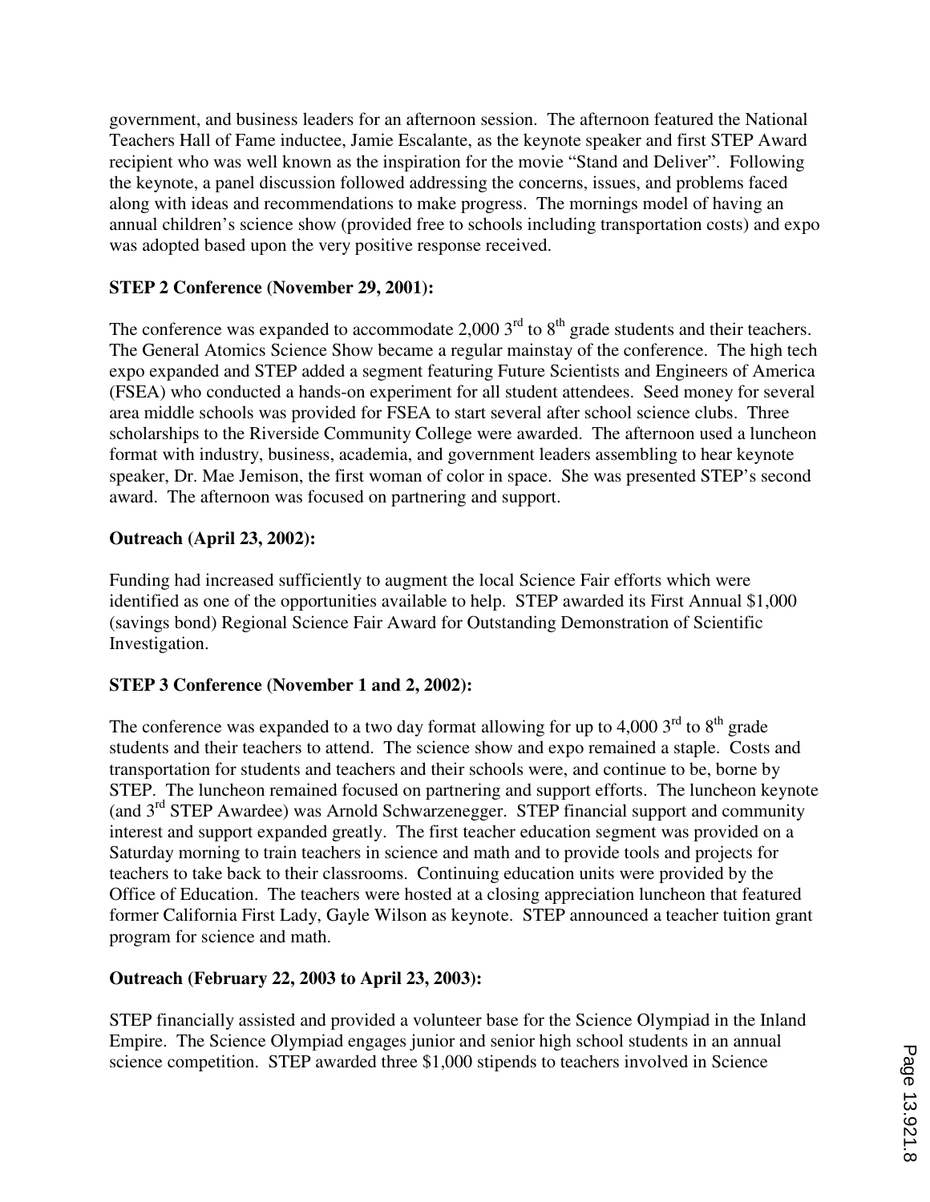government, and business leaders for an afternoon session. The afternoon featured the National Teachers Hall of Fame inductee, Jamie Escalante, as the keynote speaker and first STEP Award recipient who was well known as the inspiration for the movie "Stand and Deliver". Following the keynote, a panel discussion followed addressing the concerns, issues, and problems faced along with ideas and recommendations to make progress. The mornings model of having an annual children's science show (provided free to schools including transportation costs) and expo was adopted based upon the very positive response received.

**STEP 2 Conference (November 29, 2001):**

The conference was expanded to accommodate 2,000 3rd to 8th grade students and their teachers. The General Atomics Science Show became a regular mainstay of the conference. The high tech expo expanded and STEP added a segment featuring Future Scientists and Engineers of America (FSEA) who conducted a hands-on experiment for all student attendees. Seed money for several area middle schools was provided for FSEA to start several after school science clubs. Three scholarships to the Riverside Community College were awarded. The afternoon used a luncheon format with industry, business, academia, and government leaders assembling to hear keynote speaker, Dr. Mae Jemison, the first woman of color in space. She was presented STEP's second award. The afternoon was focused on partnering and support.

**Outreach (April 23, 2002):**

Funding had increased sufficiently to augment the local Science Fair efforts which were identified as one of the opportunities available to help. STEP awarded its First Annual $1,000 (savings bond) Regional Science Fair Award for Outstanding Demonstration of Scientific Investigation.

**STEP 3 Conference (November 1 and 2, 2002):**

The conference was expanded to a two day format allowing for up to 4,000 3rd to 8th grade students and their teachers to attend. The science show and expo remained a staple. Costs and transportation for students and teachers and their schools were, and continue to be, borne by STEP. The luncheon remained focused on partnering and support efforts. The luncheon keynote (and 3rd STEP Awardee) was Arnold Schwarzenegger. STEP financial support and community interest and support expanded greatly. The first teacher education segment was provided on a Saturday morning to train teachers in science and math and to provide tools and projects for teachers to take back to their classrooms. Continuing education units were provided by the Office of Education. The teachers were hosted at a closing appreciation luncheon that featured former California First Lady, Gayle Wilson as keynote. STEP announced a teacher tuition grant program for science and math.

**Outreach (February 22, 2003 to April 23, 2003):**

STEP financially assisted and provided a volunteer base for the Science Olympiad in the Inland Empire. The Science Olympiad engages junior and senior high school students in an annual science competition. STEP awarded three $1,000 stipends to teachers involved in Science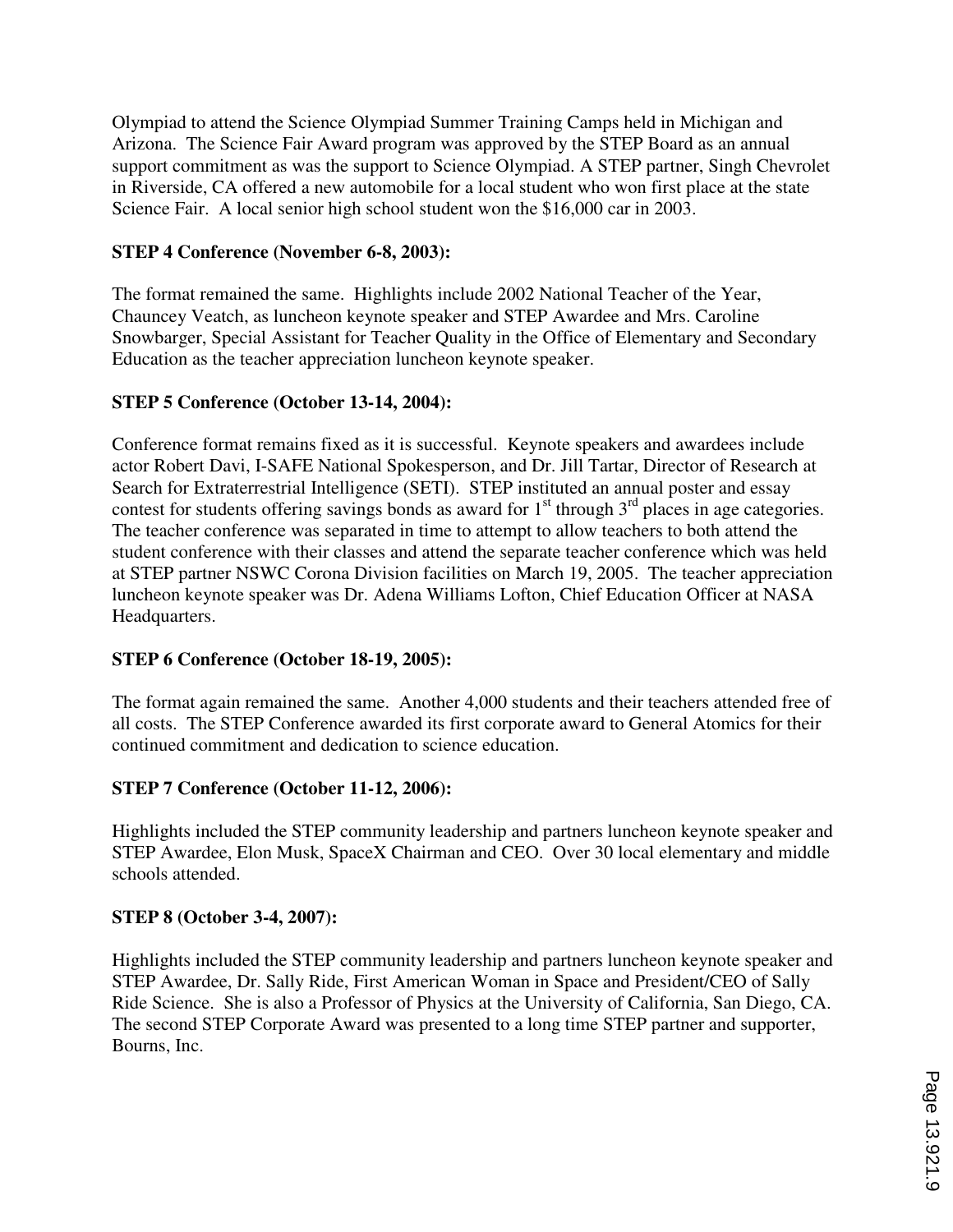Olympiad to attend the Science Olympiad Summer Training Camps held in Michigan and Arizona. The Science Fair Award program was approved by the STEP Board as an annual support commitment as was the support to Science Olympiad. A STEP partner, Singh Chevrolet in Riverside, CA offered a new automobile for a local student who won first place at the state Science Fair. A local senior high school student won the $16,000 car in 2003.

**STEP 4 Conference (November 6-8, 2003):**

The format remained the same. Highlights include 2002 National Teacher of the Year, Chauncey Veatch, as luncheon keynote speaker and STEP Awardee and Mrs. Caroline Snowbarger, Special Assistant for Teacher Quality in the Office of Elementary and Secondary Education as the teacher appreciation luncheon keynote speaker.

**STEP 5 Conference (October 13-14, 2004):**

Conference format remains fixed as it is successful. Keynote speakers and awardees include actor Robert Davi, I-SAFE National Spokesperson, and Dr. Jill Tartar, Director of Research at Search for Extraterrestrial Intelligence (SETI). STEP instituted an annual poster and essay contest for students offering savings bonds as award for 1st through 3rd places in age categories. The teacher conference was separated in time to attempt to allow teachers to both attend the student conference with their classes and attend the separate teacher conference which was held at STEP partner NSWC Corona Division facilities on March 19, 2005. The teacher appreciation luncheon keynote speaker was Dr. Adena Williams Lofton, Chief Education Officer at NASA Headquarters.

**STEP 6 Conference (October 18-19, 2005):**

The format again remained the same. Another 4,000 students and their teachers attended free of all costs. The STEP Conference awarded its first corporate award to General Atomics for their continued commitment and dedication to science education.

**STEP 7 Conference (October 11-12, 2006):**

Highlights included the STEP community leadership and partners luncheon keynote speaker and STEP Awardee, Elon Musk, SpaceX Chairman and CEO. Over 30 local elementary and middle schools attended.

**STEP 8 (October 3-4, 2007):**

Highlights included the STEP community leadership and partners luncheon keynote speaker and STEP Awardee, Dr. Sally Ride, First American Woman in Space and President/CEO of Sally Ride Science. She is also a Professor of Physics at the University of California, San Diego, CA. The second STEP Corporate Award was presented to a long time STEP partner and supporter, Bourns, Inc.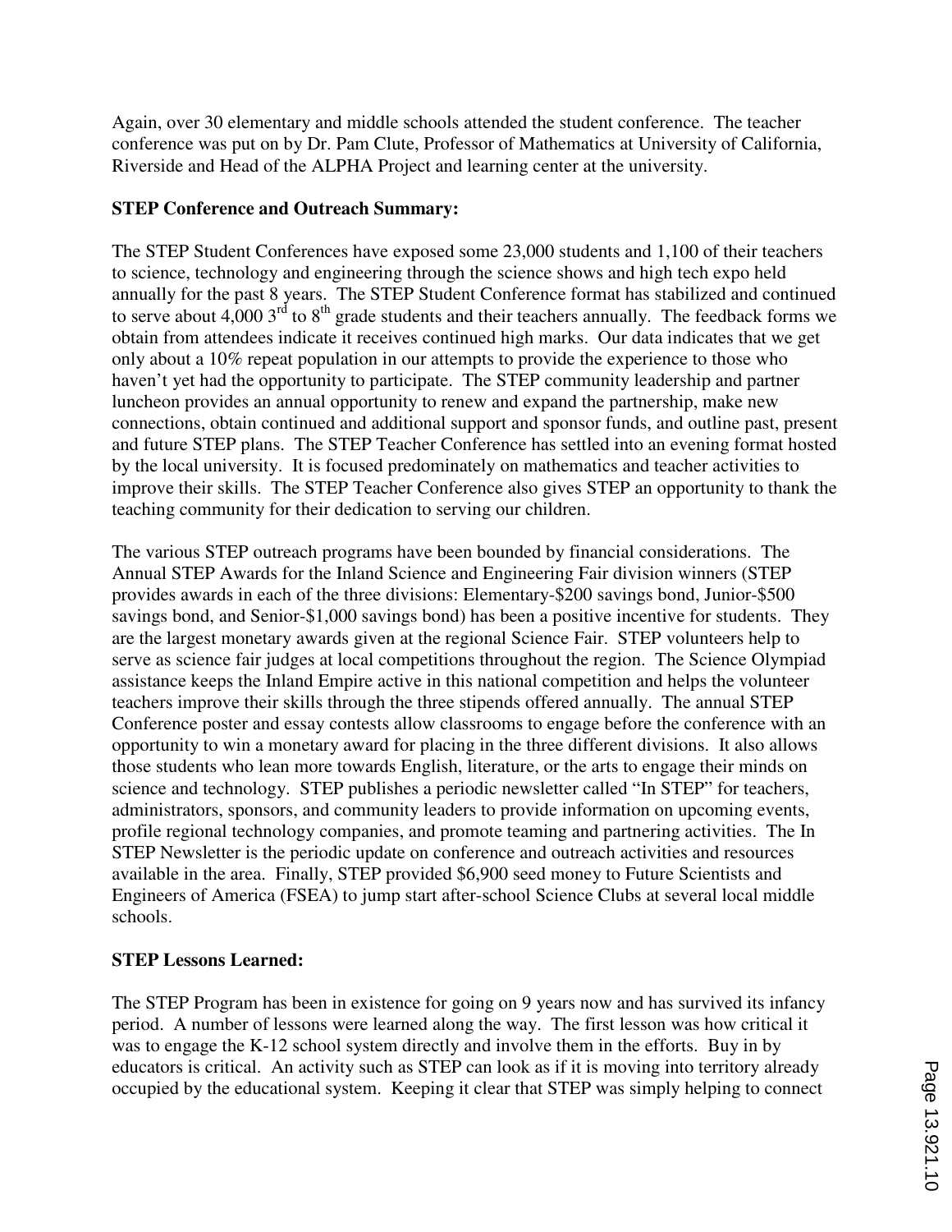Again, over 30 elementary and middle schools attended the student conference. The teacher conference was put on by Dr. Pam Clute, Professor of Mathematics at University of California, Riverside and Head of the ALPHA Project and learning center at the university.

**STEP Conference and Outreach Summary:**

The STEP Student Conferences have exposed some 23,000 students and 1,100 of their teachers to science, technology and engineering through the science shows and high tech expo held annually for the past 8 years. The STEP Student Conference format has stabilized and continued to serve about 4,000 3rd to 8th grade students and their teachers annually. The feedback forms we obtain from attendees indicate it receives continued high marks. Our data indicates that we get only about a 10% repeat population in our attempts to provide the experience to those who haven't yet had the opportunity to participate. The STEP community leadership and partner luncheon provides an annual opportunity to renew and expand the partnership, make new connections, obtain continued and additional support and sponsor funds, and outline past, present and future STEP plans. The STEP Teacher Conference has settled into an evening format hosted by the local university. It is focused predominately on mathematics and teacher activities to improve their skills. The STEP Teacher Conference also gives STEP an opportunity to thank the teaching community for their dedication to serving our children.

The various STEP outreach programs have been bounded by financial considerations. The Annual STEP Awards for the Inland Science and Engineering Fair division winners (STEP provides awards in each of the three divisions: Elementary-$200 savings bond, Junior-$500 savings bond, and Senior-$1,000 savings bond) has been a positive incentive for students. They are the largest monetary awards given at the regional Science Fair. STEP volunteers help to serve as science fair judges at local competitions throughout the region. The Science Olympiad assistance keeps the Inland Empire active in this national competition and helps the volunteer teachers improve their skills through the three stipends offered annually. The annual STEP Conference poster and essay contests allow classrooms to engage before the conference with an opportunity to win a monetary award for placing in the three different divisions. It also allows those students who lean more towards English, literature, or the arts to engage their minds on science and technology. STEP publishes a periodic newsletter called "In STEP" for teachers, administrators, sponsors, and community leaders to provide information on upcoming events, profile regional technology companies, and promote teaming and partnering activities. The In STEP Newsletter is the periodic update on conference and outreach activities and resources available in the area. Finally, STEP provided $6,900 seed money to Future Scientists and Engineers of America (FSEA) to jump start after-school Science Clubs at several local middle schools.

**STEP Lessons Learned:**

The STEP Program has been in existence for going on 9 years now and has survived its infancy period. A number of lessons were learned along the way. The first lesson was how critical it was to engage the K-12 school system directly and involve them in the efforts. Buy in by educators is critical. An activity such as STEP can look as if it is moving into territory already occupied by the educational system. Keeping it clear that STEP was simply helping to connect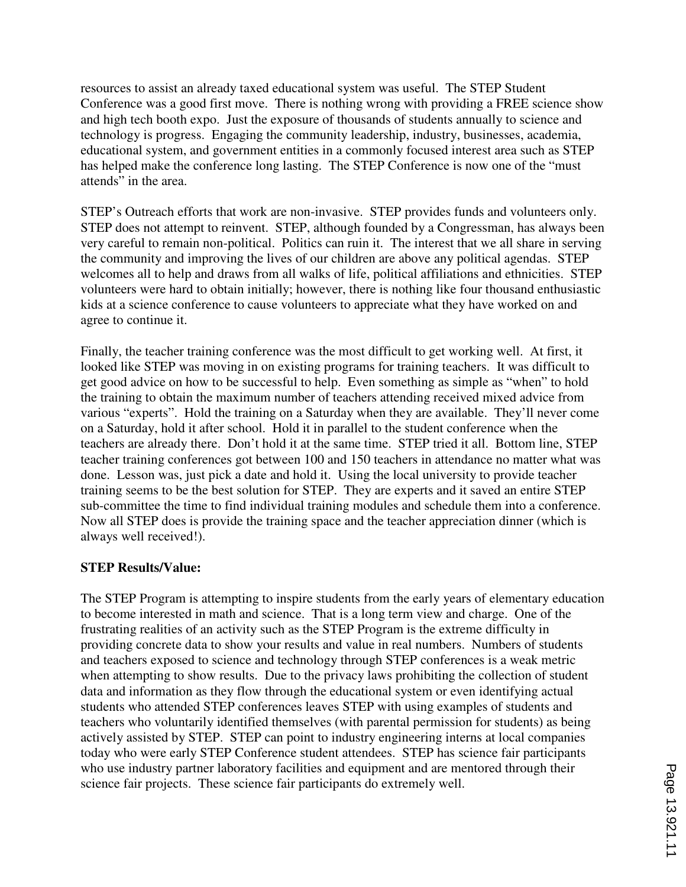resources to assist an already taxed educational system was useful. The STEP Student Conference was a good first move. There is nothing wrong with providing a FREE science show and high tech booth expo. Just the exposure of thousands of students annually to science and technology is progress. Engaging the community leadership, industry, businesses, academia, educational system, and government entities in a commonly focused interest area such as STEP has helped make the conference long lasting. The STEP Conference is now one of the "must attends" in the area.

STEP's Outreach efforts that work are non-invasive. STEP provides funds and volunteers only. STEP does not attempt to reinvent. STEP, although founded by a Congressman, has always been very careful to remain non-political. Politics can ruin it. The interest that we all share in serving the community and improving the lives of our children are above any political agendas. STEP welcomes all to help and draws from all walks of life, political affiliations and ethnicities. STEP volunteers were hard to obtain initially; however, there is nothing like four thousand enthusiastic kids at a science conference to cause volunteers to appreciate what they have worked on and agree to continue it.

Finally, the teacher training conference was the most difficult to get working well. At first, it looked like STEP was moving in on existing programs for training teachers. It was difficult to get good advice on how to be successful to help. Even something as simple as "when" to hold the training to obtain the maximum number of teachers attending received mixed advice from various "experts". Hold the training on a Saturday when they are available. They'll never come on a Saturday, hold it after school. Hold it in parallel to the student conference when the teachers are already there. Don't hold it at the same time. STEP tried it all. Bottom line, STEP teacher training conferences got between 100 and 150 teachers in attendance no matter what was done. Lesson was, just pick a date and hold it. Using the local university to provide teacher training seems to be the best solution for STEP. They are experts and it saved an entire STEP sub-committee the time to find individual training modules and schedule them into a conference. Now all STEP does is provide the training space and the teacher appreciation dinner (which is always well received!).

**STEP Results/Value:**

The STEP Program is attempting to inspire students from the early years of elementary education to become interested in math and science. That is a long term view and charge. One of the frustrating realities of an activity such as the STEP Program is the extreme difficulty in providing concrete data to show your results and value in real numbers. Numbers of students and teachers exposed to science and technology through STEP conferences is a weak metric when attempting to show results. Due to the privacy laws prohibiting the collection of student data and information as they flow through the educational system or even identifying actual students who attended STEP conferences leaves STEP with using examples of students and teachers who voluntarily identified themselves (with parental permission for students) as being actively assisted by STEP. STEP can point to industry engineering interns at local companies today who were early STEP Conference student attendees. STEP has science fair participants who use industry partner laboratory facilities and equipment and are mentored through their science fair projects. These science fair participants do extremely well.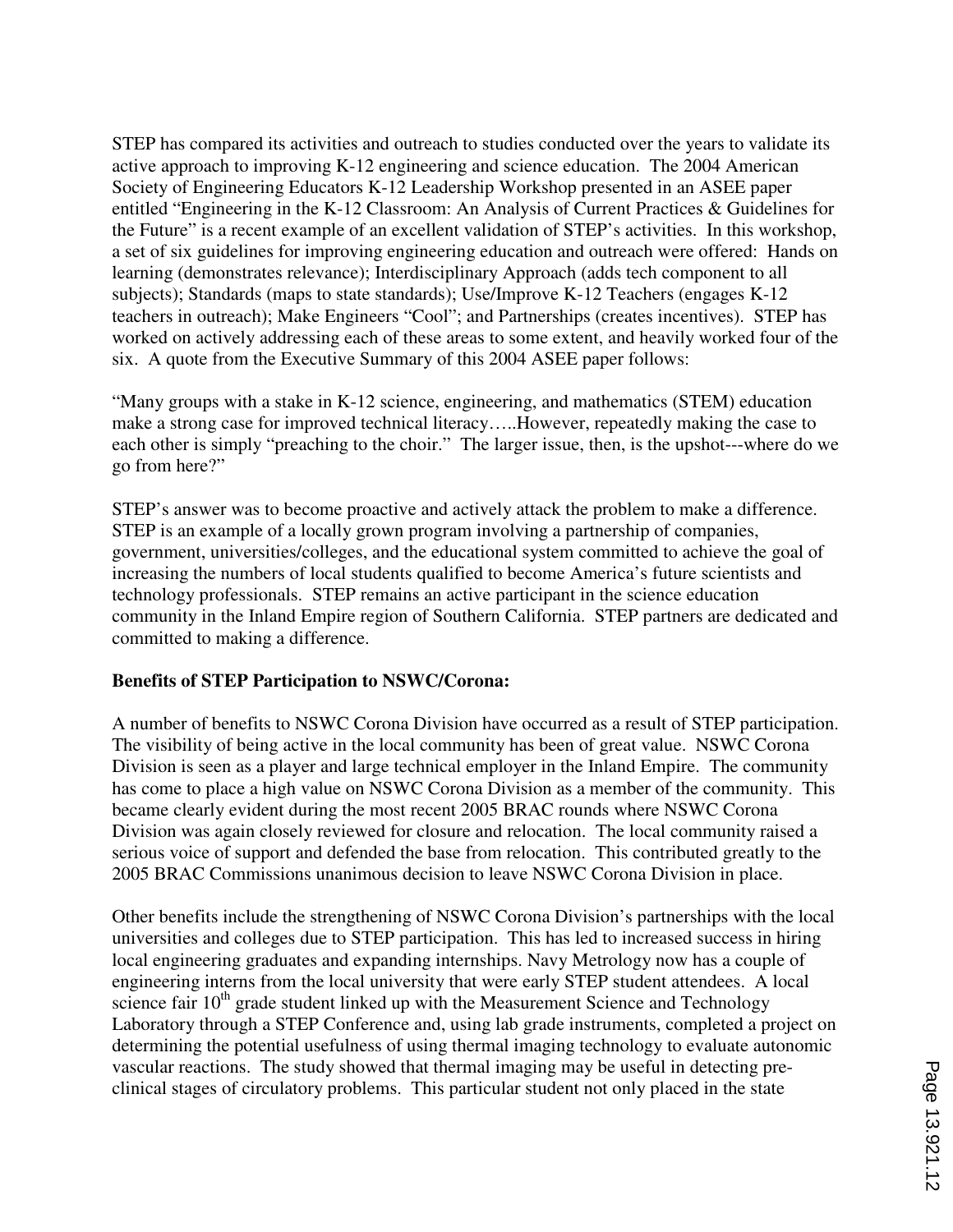STEP has compared its activities and outreach to studies conducted over the years to validate its active approach to improving K-12 engineering and science education. The 2004 American Society of Engineering Educators K-12 Leadership Workshop presented in an ASEE paper entitled "Engineering in the K-12 Classroom: An Analysis of Current Practices & Guidelines for the Future" is a recent example of an excellent validation of STEP's activities. In this workshop, a set of six guidelines for improving engineering education and outreach were offered: Hands on learning (demonstrates relevance); Interdisciplinary Approach (adds tech component to all subjects); Standards (maps to state standards); Use/Improve K-12 Teachers (engages K-12 teachers in outreach); Make Engineers "Cool"; and Partnerships (creates incentives). STEP has worked on actively addressing each of these areas to some extent, and heavily worked four of the six. A quote from the Executive Summary of this 2004 ASEE paper follows:

"Many groups with a stake in K-12 science, engineering, and mathematics (STEM) education make a strong case for improved technical literacy…..However, repeatedly making the case to each other is simply "preaching to the choir." The larger issue, then, is the upshot---where do we go from here?"

STEP's answer was to become proactive and actively attack the problem to make a difference. STEP is an example of a locally grown program involving a partnership of companies, government, universities/colleges, and the educational system committed to achieve the goal of increasing the numbers of local students qualified to become America's future scientists and technology professionals. STEP remains an active participant in the science education community in the Inland Empire region of Southern California. STEP partners are dedicated and committed to making a difference.

**Benefits of STEP Participation to NSWC/Corona:**

A number of benefits to NSWC Corona Division have occurred as a result of STEP participation. The visibility of being active in the local community has been of great value. NSWC Corona Division is seen as a player and large technical employer in the Inland Empire. The community has come to place a high value on NSWC Corona Division as a member of the community. This became clearly evident during the most recent 2005 BRAC rounds where NSWC Corona Division was again closely reviewed for closure and relocation. The local community raised a serious voice of support and defended the base from relocation. This contributed greatly to the 2005 BRAC Commissions unanimous decision to leave NSWC Corona Division in place.

Other benefits include the strengthening of NSWC Corona Division's partnerships with the local universities and colleges due to STEP participation. This has led to increased success in hiring local engineering graduates and expanding internships. Navy Metrology now has a couple of engineering interns from the local university that were early STEP student attendees. A local science fair 10th grade student linked up with the Measurement Science and Technology Laboratory through a STEP Conference and, using lab grade instruments, completed a project on determining the potential usefulness of using thermal imaging technology to evaluate autonomic vascular reactions. The study showed that thermal imaging may be useful in detecting pre-clinical stages of circulatory problems. This particular student not only placed in the state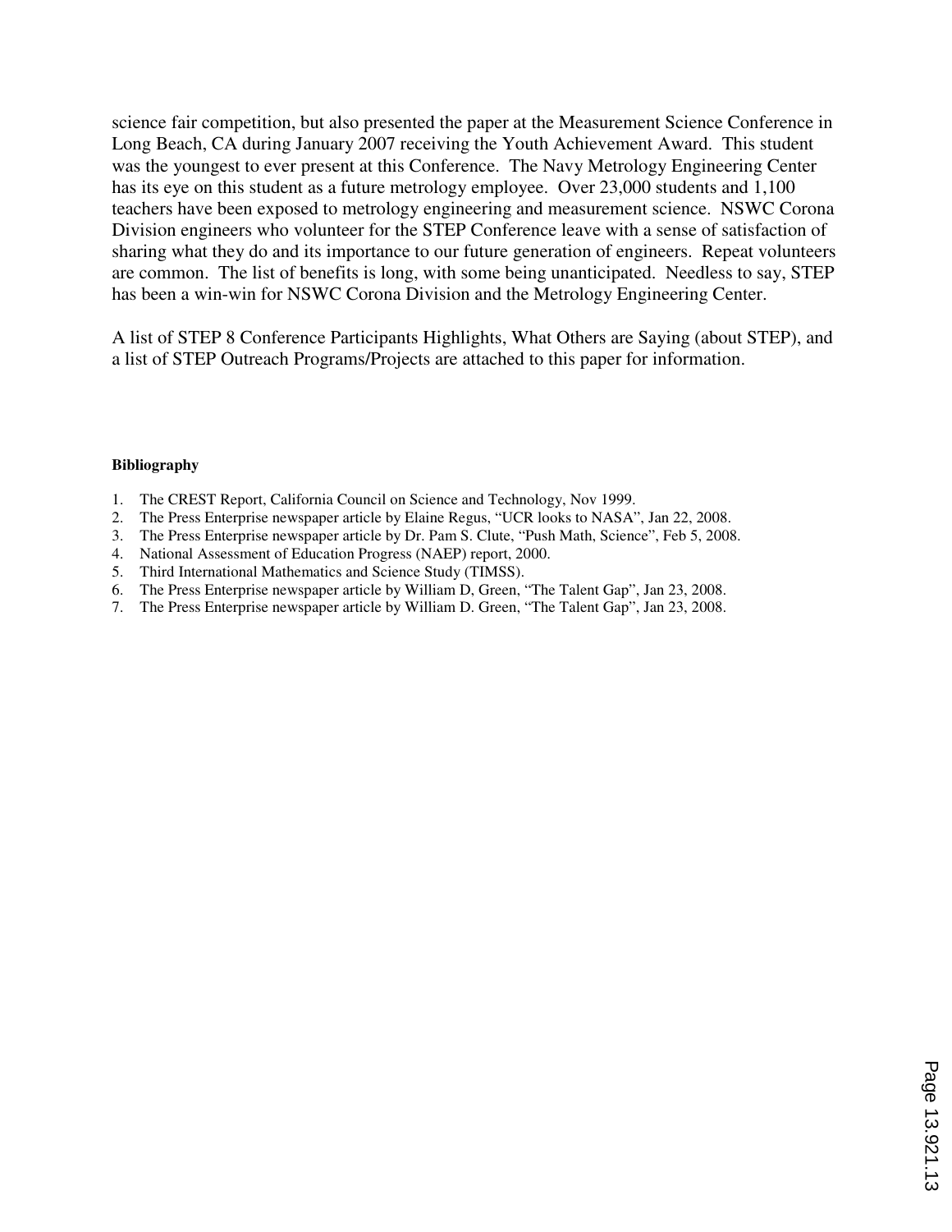science fair competition, but also presented the paper at the Measurement Science Conference in Long Beach, CA during January 2007 receiving the Youth Achievement Award. This student was the youngest to ever present at this Conference. The Navy Metrology Engineering Center has its eye on this student as a future metrology employee. Over 23,000 students and 1,100 teachers have been exposed to metrology engineering and measurement science. NSWC Corona Division engineers who volunteer for the STEP Conference leave with a sense of satisfaction of sharing what they do and its importance to our future generation of engineers. Repeat volunteers are common. The list of benefits is long, with some being unanticipated. Needless to say, STEP has been a win-win for NSWC Corona Division and the Metrology Engineering Center.

A list of STEP 8 Conference Participants Highlights, What Others are Saying (about STEP), and a list of STEP Outreach Programs/Projects are attached to this paper for information.

**Bibliography**

1. The CREST Report, California Council on Science and Technology, Nov 1999.
2. The Press Enterprise newspaper article by Elaine Regus, "UCR looks to NASA", Jan 22, 2008.
3. The Press Enterprise newspaper article by Dr. Pam S. Clute, "Push Math, Science", Feb 5, 2008.
4. National Assessment of Education Progress (NAEP) report, 2000.
5. Third International Mathematics and Science Study (TIMSS).
6. The Press Enterprise newspaper article by William D, Green, "The Talent Gap", Jan 23, 2008.
7. The Press Enterprise newspaper article by William D. Green, "The Talent Gap", Jan 23, 2008.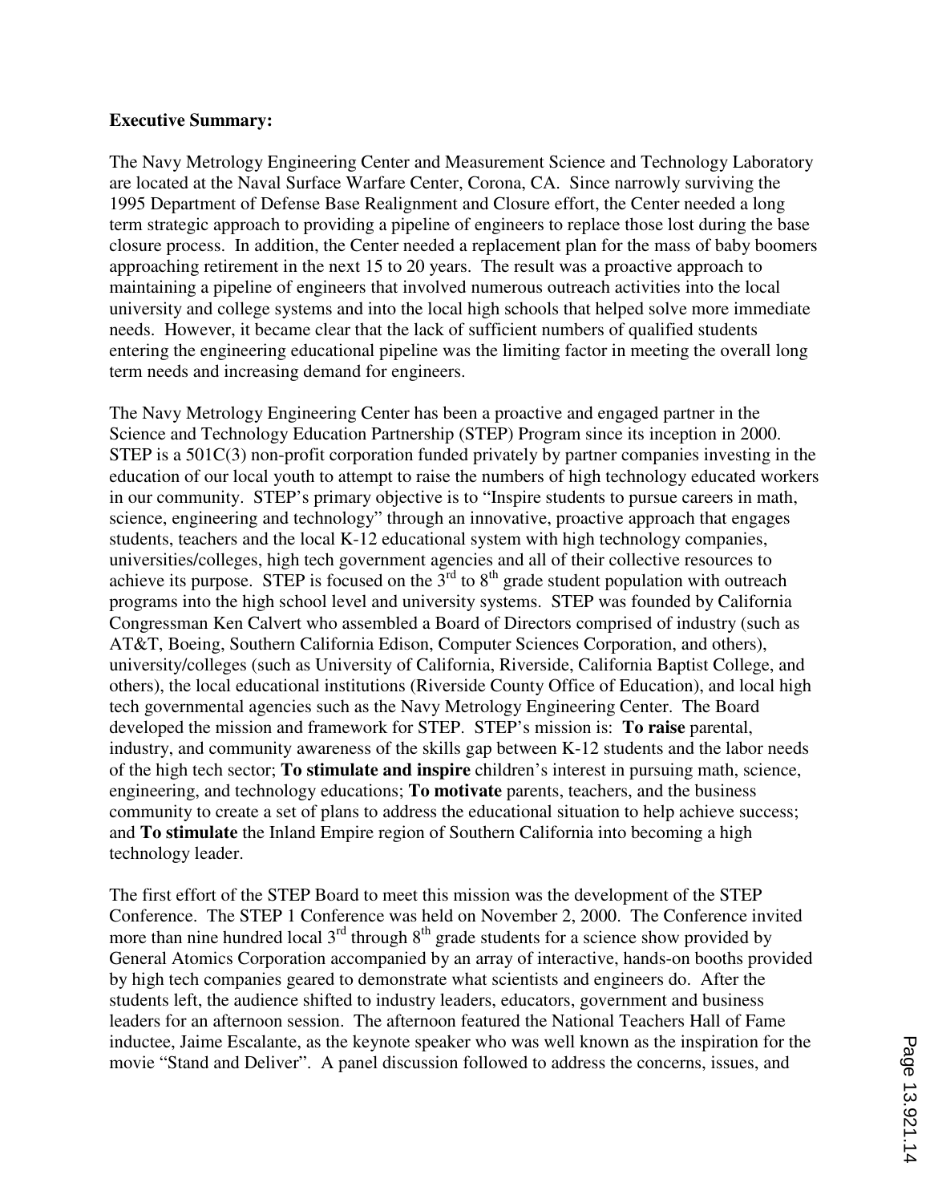**Executive Summary:**

The Navy Metrology Engineering Center and Measurement Science and Technology Laboratory are located at the Naval Surface Warfare Center, Corona, CA. Since narrowly surviving the 1995 Department of Defense Base Realignment and Closure effort, the Center needed a long term strategic approach to providing a pipeline of engineers to replace those lost during the base closure process. In addition, the Center needed a replacement plan for the mass of baby boomers approaching retirement in the next 15 to 20 years. The result was a proactive approach to maintaining a pipeline of engineers that involved numerous outreach activities into the local university and college systems and into the local high schools that helped solve more immediate needs. However, it became clear that the lack of sufficient numbers of qualified students entering the engineering educational pipeline was the limiting factor in meeting the overall long term needs and increasing demand for engineers.

The Navy Metrology Engineering Center has been a proactive and engaged partner in the Science and Technology Education Partnership (STEP) Program since its inception in 2000. STEP is a 501C(3) non-profit corporation funded privately by partner companies investing in the education of our local youth to attempt to raise the numbers of high technology educated workers in our community. STEP's primary objective is to "Inspire students to pursue careers in math, science, engineering and technology" through an innovative, proactive approach that engages students, teachers and the local K-12 educational system with high technology companies, universities/colleges, high tech government agencies and all of their collective resources to achieve its purpose. STEP is focused on the 3rd to 8th grade student population with outreach programs into the high school level and university systems. STEP was founded by California Congressman Ken Calvert who assembled a Board of Directors comprised of industry (such as AT&T, Boeing, Southern California Edison, Computer Sciences Corporation, and others), university/colleges (such as University of California, Riverside, California Baptist College, and others), the local educational institutions (Riverside County Office of Education), and local high tech governmental agencies such as the Navy Metrology Engineering Center. The Board developed the mission and framework for STEP. STEP's mission is: **To raise** parental, industry, and community awareness of the skills gap between K-12 students and the labor needs of the high tech sector; **To stimulate and inspire** children's interest in pursuing math, science, engineering, and technology educations; **To motivate** parents, teachers, and the business community to create a set of plans to address the educational situation to help achieve success; and **To stimulate** the Inland Empire region of Southern California into becoming a high technology leader.

The first effort of the STEP Board to meet this mission was the development of the STEP Conference. The STEP 1 Conference was held on November 2, 2000. The Conference invited more than nine hundred local 3rd through 8th grade students for a science show provided by General Atomics Corporation accompanied by an array of interactive, hands-on booths provided by high tech companies geared to demonstrate what scientists and engineers do. After the students left, the audience shifted to industry leaders, educators, government and business leaders for an afternoon session. The afternoon featured the National Teachers Hall of Fame inductee, Jaime Escalante, as the keynote speaker who was well known as the inspiration for the movie "Stand and Deliver". A panel discussion followed to address the concerns, issues, and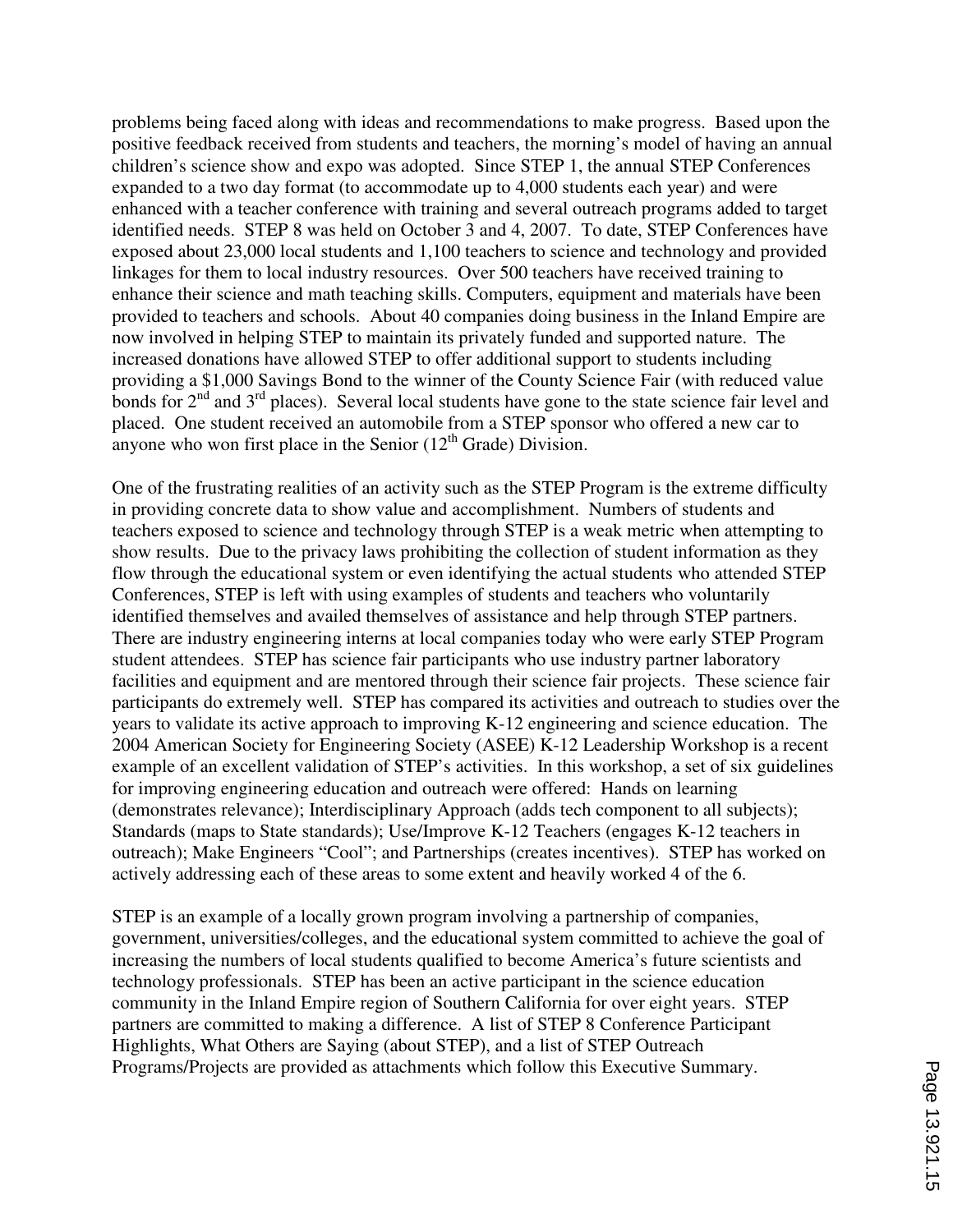problems being faced along with ideas and recommendations to make progress. Based upon the positive feedback received from students and teachers, the morning's model of having an annual children's science show and expo was adopted. Since STEP 1, the annual STEP Conferences expanded to a two day format (to accommodate up to 4,000 students each year) and were enhanced with a teacher conference with training and several outreach programs added to target identified needs. STEP 8 was held on October 3 and 4, 2007. To date, STEP Conferences have exposed about 23,000 local students and 1,100 teachers to science and technology and provided linkages for them to local industry resources. Over 500 teachers have received training to enhance their science and math teaching skills. Computers, equipment and materials have been provided to teachers and schools. About 40 companies doing business in the Inland Empire are now involved in helping STEP to maintain its privately funded and supported nature. The increased donations have allowed STEP to offer additional support to students including providing a $1,000 Savings Bond to the winner of the County Science Fair (with reduced value bonds for 2nd and 3rd places). Several local students have gone to the state science fair level and placed. One student received an automobile from a STEP sponsor who offered a new car to anyone who won first place in the Senior (12th Grade) Division.

One of the frustrating realities of an activity such as the STEP Program is the extreme difficulty in providing concrete data to show value and accomplishment. Numbers of students and teachers exposed to science and technology through STEP is a weak metric when attempting to show results. Due to the privacy laws prohibiting the collection of student information as they flow through the educational system or even identifying the actual students who attended STEP Conferences, STEP is left with using examples of students and teachers who voluntarily identified themselves and availed themselves of assistance and help through STEP partners. There are industry engineering interns at local companies today who were early STEP Program student attendees. STEP has science fair participants who use industry partner laboratory facilities and equipment and are mentored through their science fair projects. These science fair participants do extremely well. STEP has compared its activities and outreach to studies over the years to validate its active approach to improving K-12 engineering and science education. The 2004 American Society for Engineering Society (ASEE) K-12 Leadership Workshop is a recent example of an excellent validation of STEP's activities. In this workshop, a set of six guidelines for improving engineering education and outreach were offered: Hands on learning (demonstrates relevance); Interdisciplinary Approach (adds tech component to all subjects); Standards (maps to State standards); Use/Improve K-12 Teachers (engages K-12 teachers in outreach); Make Engineers "Cool"; and Partnerships (creates incentives). STEP has worked on actively addressing each of these areas to some extent and heavily worked 4 of the 6.

STEP is an example of a locally grown program involving a partnership of companies, government, universities/colleges, and the educational system committed to achieve the goal of increasing the numbers of local students qualified to become America's future scientists and technology professionals. STEP has been an active participant in the science education community in the Inland Empire region of Southern California for over eight years. STEP partners are committed to making a difference. A list of STEP 8 Conference Participant Highlights, What Others are Saying (about STEP), and a list of STEP Outreach Programs/Projects are provided as attachments which follow this Executive Summary.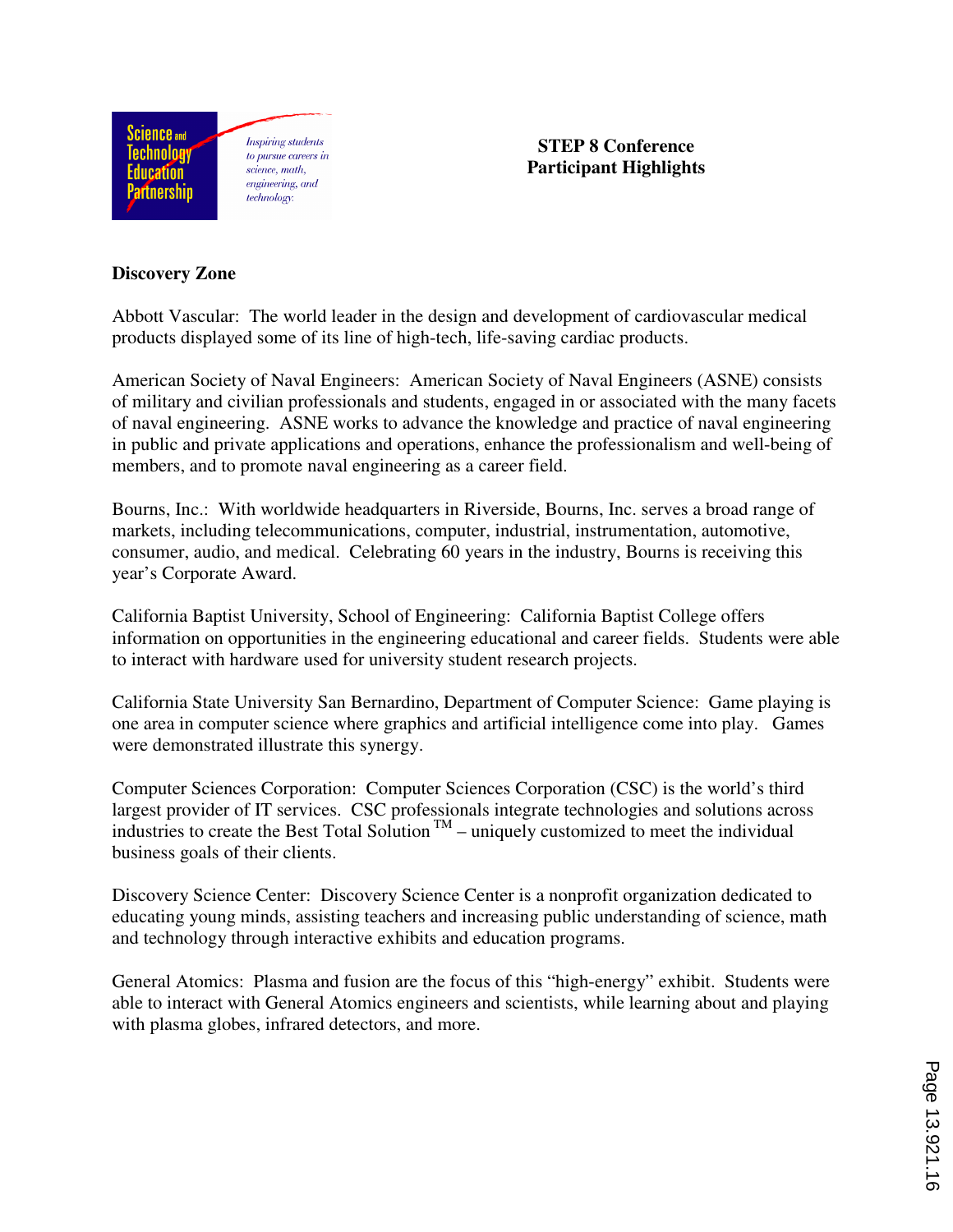Science and Technology Education Partnership

*Inspiring students to pursue careers in science, math, engineering, and technology.*

**STEP 8 Conference**
**Participant Highlights**

**Discovery Zone**

Abbott Vascular: The world leader in the design and development of cardiovascular medical products displayed some of its line of high-tech, life-saving cardiac products.

American Society of Naval Engineers: American Society of Naval Engineers (ASNE) consists of military and civilian professionals and students, engaged in or associated with the many facets of naval engineering. ASNE works to advance the knowledge and practice of naval engineering in public and private applications and operations, enhance the professionalism and well-being of members, and to promote naval engineering as a career field.

Bourns, Inc.: With worldwide headquarters in Riverside, Bourns, Inc. serves a broad range of markets, including telecommunications, computer, industrial, instrumentation, automotive, consumer, audio, and medical. Celebrating 60 years in the industry, Bourns is receiving this year's Corporate Award.

California Baptist University, School of Engineering: California Baptist College offers information on opportunities in the engineering educational and career fields. Students were able to interact with hardware used for university student research projects.

California State University San Bernardino, Department of Computer Science: Game playing is one area in computer science where graphics and artificial intelligence come into play. Games were demonstrated illustrate this synergy.

Computer Sciences Corporation: Computer Sciences Corporation (CSC) is the world's third largest provider of IT services. CSC professionals integrate technologies and solutions across industries to create the Best Total Solution ™ – uniquely customized to meet the individual business goals of their clients.

Discovery Science Center: Discovery Science Center is a nonprofit organization dedicated to educating young minds, assisting teachers and increasing public understanding of science, math and technology through interactive exhibits and education programs.

General Atomics: Plasma and fusion are the focus of this "high-energy" exhibit. Students were able to interact with General Atomics engineers and scientists, while learning about and playing with plasma globes, infrared detectors, and more.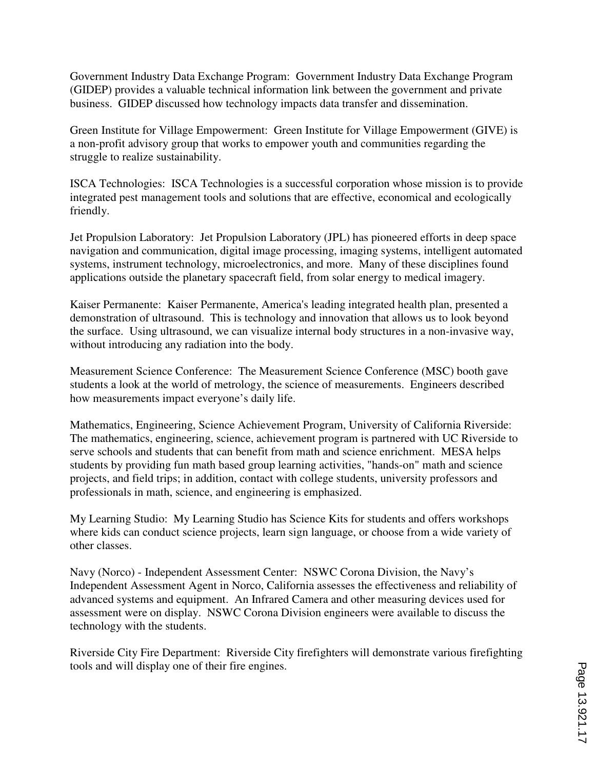Government Industry Data Exchange Program: Government Industry Data Exchange Program (GIDEP) provides a valuable technical information link between the government and private business. GIDEP discussed how technology impacts data transfer and dissemination.

Green Institute for Village Empowerment: Green Institute for Village Empowerment (GIVE) is a non-profit advisory group that works to empower youth and communities regarding the struggle to realize sustainability.

ISCA Technologies: ISCA Technologies is a successful corporation whose mission is to provide integrated pest management tools and solutions that are effective, economical and ecologically friendly.

Jet Propulsion Laboratory: Jet Propulsion Laboratory (JPL) has pioneered efforts in deep space navigation and communication, digital image processing, imaging systems, intelligent automated systems, instrument technology, microelectronics, and more. Many of these disciplines found applications outside the planetary spacecraft field, from solar energy to medical imagery.

Kaiser Permanente: Kaiser Permanente, America's leading integrated health plan, presented a demonstration of ultrasound. This is technology and innovation that allows us to look beyond the surface. Using ultrasound, we can visualize internal body structures in a non-invasive way, without introducing any radiation into the body.

Measurement Science Conference: The Measurement Science Conference (MSC) booth gave students a look at the world of metrology, the science of measurements. Engineers described how measurements impact everyone’s daily life.

Mathematics, Engineering, Science Achievement Program, University of California Riverside: The mathematics, engineering, science, achievement program is partnered with UC Riverside to serve schools and students that can benefit from math and science enrichment. MESA helps students by providing fun math based group learning activities, "hands-on" math and science projects, and field trips; in addition, contact with college students, university professors and professionals in math, science, and engineering is emphasized.

My Learning Studio: My Learning Studio has Science Kits for students and offers workshops where kids can conduct science projects, learn sign language, or choose from a wide variety of other classes.

Navy (Norco) - Independent Assessment Center: NSWC Corona Division, the Navy’s Independent Assessment Agent in Norco, California assesses the effectiveness and reliability of advanced systems and equipment. An Infrared Camera and other measuring devices used for assessment were on display. NSWC Corona Division engineers were available to discuss the technology with the students.

Riverside City Fire Department: Riverside City firefighters will demonstrate various firefighting tools and will display one of their fire engines.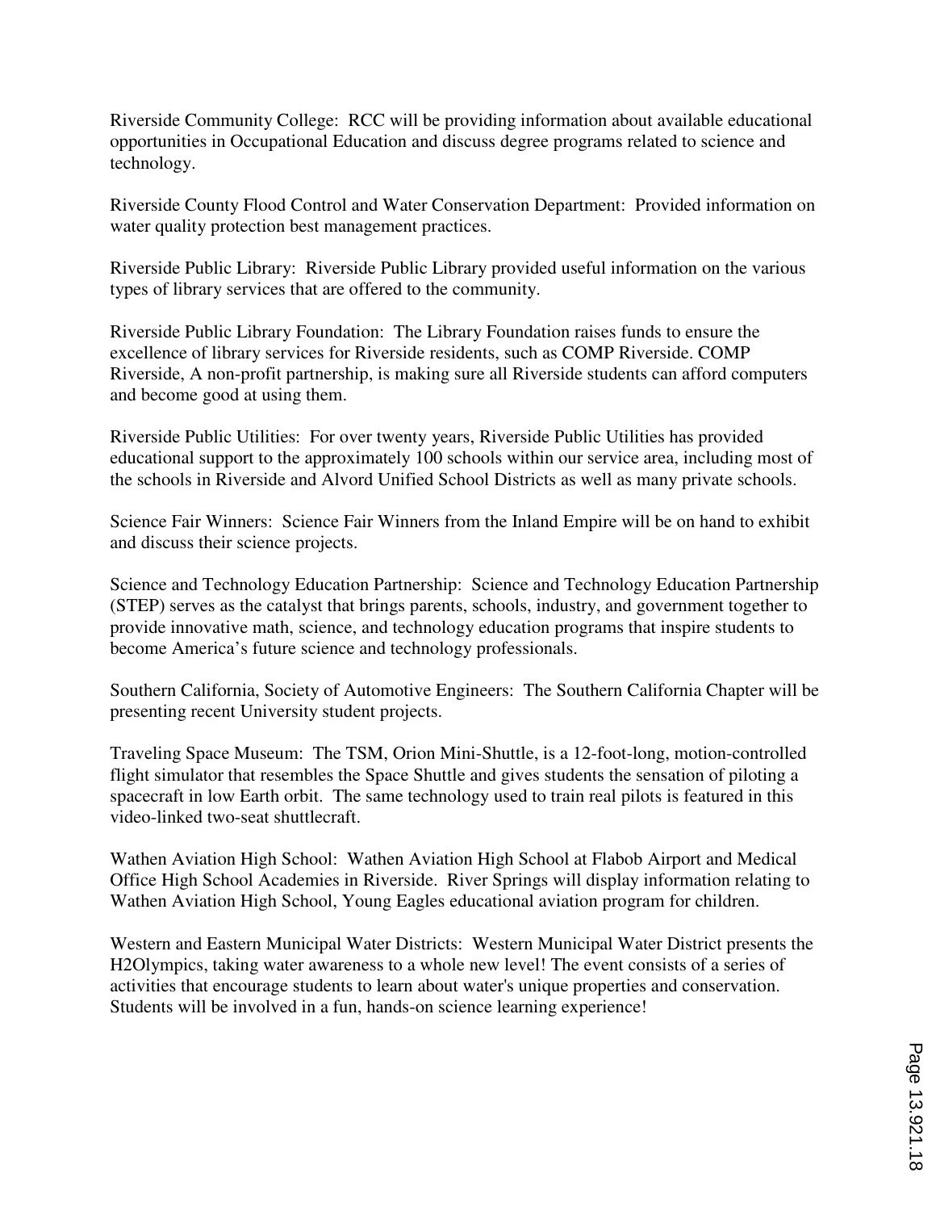Riverside Community College: RCC will be providing information about available educational opportunities in Occupational Education and discuss degree programs related to science and technology.

Riverside County Flood Control and Water Conservation Department: Provided information on water quality protection best management practices.

Riverside Public Library: Riverside Public Library provided useful information on the various types of library services that are offered to the community.

Riverside Public Library Foundation: The Library Foundation raises funds to ensure the excellence of library services for Riverside residents, such as COMP Riverside. COMP Riverside, A non-profit partnership, is making sure all Riverside students can afford computers and become good at using them.

Riverside Public Utilities: For over twenty years, Riverside Public Utilities has provided educational support to the approximately 100 schools within our service area, including most of the schools in Riverside and Alvord Unified School Districts as well as many private schools.

Science Fair Winners: Science Fair Winners from the Inland Empire will be on hand to exhibit and discuss their science projects.

Science and Technology Education Partnership: Science and Technology Education Partnership (STEP) serves as the catalyst that brings parents, schools, industry, and government together to provide innovative math, science, and technology education programs that inspire students to become America's future science and technology professionals.

Southern California, Society of Automotive Engineers: The Southern California Chapter will be presenting recent University student projects.

Traveling Space Museum: The TSM, Orion Mini-Shuttle, is a 12-foot-long, motion-controlled flight simulator that resembles the Space Shuttle and gives students the sensation of piloting a spacecraft in low Earth orbit. The same technology used to train real pilots is featured in this video-linked two-seat shuttlecraft.

Wathen Aviation High School: Wathen Aviation High School at Flabob Airport and Medical Office High School Academies in Riverside. River Springs will display information relating to Wathen Aviation High School, Young Eagles educational aviation program for children.

Western and Eastern Municipal Water Districts: Western Municipal Water District presents the H2Olympics, taking water awareness to a whole new level! The event consists of a series of activities that encourage students to learn about water's unique properties and conservation. Students will be involved in a fun, hands-on science learning experience!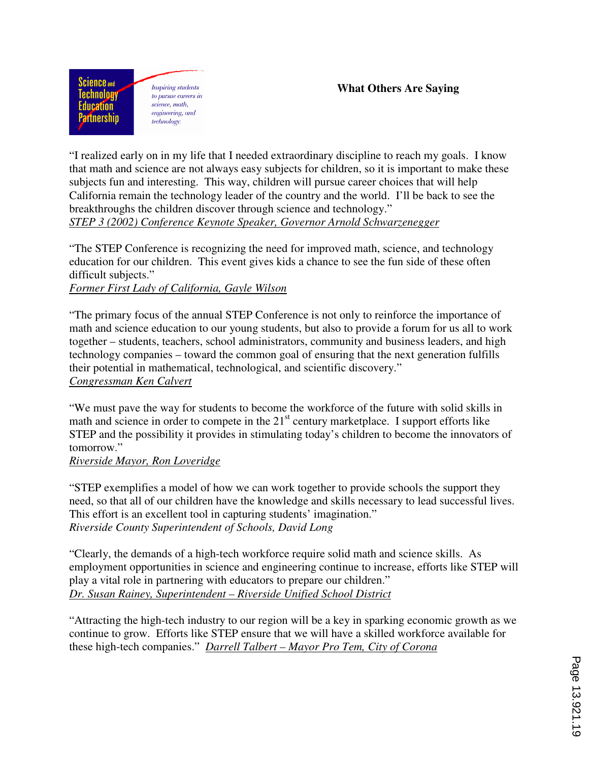Science and Technology Education Partnership

*Inspiring students to pursue careers in science, math, engineering, and technology.*

**What Others Are Saying**

"I realized early on in my life that I needed extraordinary discipline to reach my goals. I know that math and science are not always easy subjects for children, so it is important to make these subjects fun and interesting. This way, children will pursue career choices that will help California remain the technology leader of the country and the world. I'll be back to see the breakthroughs the children discover through science and technology."
*STEP 3 (2002) Conference Keynote Speaker, Governor Arnold Schwarzenegger*

"The STEP Conference is recognizing the need for improved math, science, and technology education for our children. This event gives kids a chance to see the fun side of these often difficult subjects."
*Former First Lady of California, Gayle Wilson*

"The primary focus of the annual STEP Conference is not only to reinforce the importance of math and science education to our young students, but also to provide a forum for us all to work together – students, teachers, school administrators, community and business leaders, and high technology companies – toward the common goal of ensuring that the next generation fulfills their potential in mathematical, technological, and scientific discovery."
*Congressman Ken Calvert*

"We must pave the way for students to become the workforce of the future with solid skills in math and science in order to compete in the 21st century marketplace. I support efforts like STEP and the possibility it provides in stimulating today's children to become the innovators of tomorrow."
*Riverside Mayor, Ron Loveridge*

"STEP exemplifies a model of how we can work together to provide schools the support they need, so that all of our children have the knowledge and skills necessary to lead successful lives. This effort is an excellent tool in capturing students' imagination."
*Riverside County Superintendent of Schools, David Long*

"Clearly, the demands of a high-tech workforce require solid math and science skills. As employment opportunities in science and engineering continue to increase, efforts like STEP will play a vital role in partnering with educators to prepare our children."
*Dr. Susan Rainey, Superintendent – Riverside Unified School District*

"Attracting the high-tech industry to our region will be a key in sparking economic growth as we continue to grow. Efforts like STEP ensure that we will have a skilled workforce available for these high-tech companies." *Darrell Talbert – Mayor Pro Tem, City of Corona*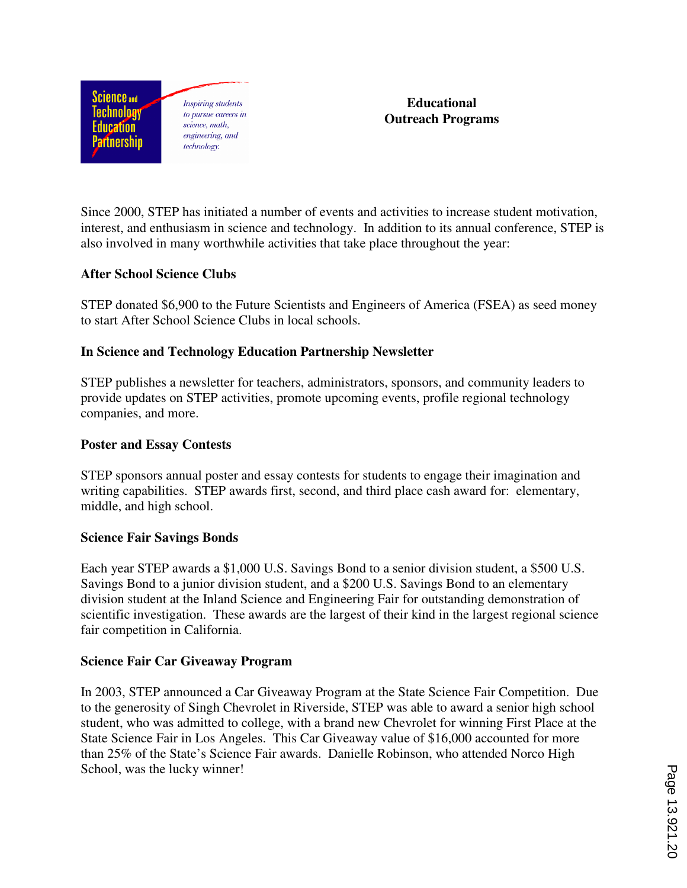Science and Technology Education Partnership

*Inspiring students to pursue careers in science, math, engineering, and technology.*

# Educational Outreach Programs

Since 2000, STEP has initiated a number of events and activities to increase student motivation, interest, and enthusiasm in science and technology. In addition to its annual conference, STEP is also involved in many worthwhile activities that take place throughout the year:

**After School Science Clubs**

STEP donated $6,900 to the Future Scientists and Engineers of America (FSEA) as seed money to start After School Science Clubs in local schools.

**In Science and Technology Education Partnership Newsletter**

STEP publishes a newsletter for teachers, administrators, sponsors, and community leaders to provide updates on STEP activities, promote upcoming events, profile regional technology companies, and more.

**Poster and Essay Contests**

STEP sponsors annual poster and essay contests for students to engage their imagination and writing capabilities. STEP awards first, second, and third place cash award for: elementary, middle, and high school.

**Science Fair Savings Bonds**

Each year STEP awards a $1,000 U.S. Savings Bond to a senior division student, a $500 U.S. Savings Bond to a junior division student, and a $200 U.S. Savings Bond to an elementary division student at the Inland Science and Engineering Fair for outstanding demonstration of scientific investigation. These awards are the largest of their kind in the largest regional science fair competition in California.

**Science Fair Car Giveaway Program**

In 2003, STEP announced a Car Giveaway Program at the State Science Fair Competition. Due to the generosity of Singh Chevrolet in Riverside, STEP was able to award a senior high school student, who was admitted to college, with a brand new Chevrolet for winning First Place at the State Science Fair in Los Angeles. This Car Giveaway value of $16,000 accounted for more than 25% of the State's Science Fair awards. Danielle Robinson, who attended Norco High School, was the lucky winner!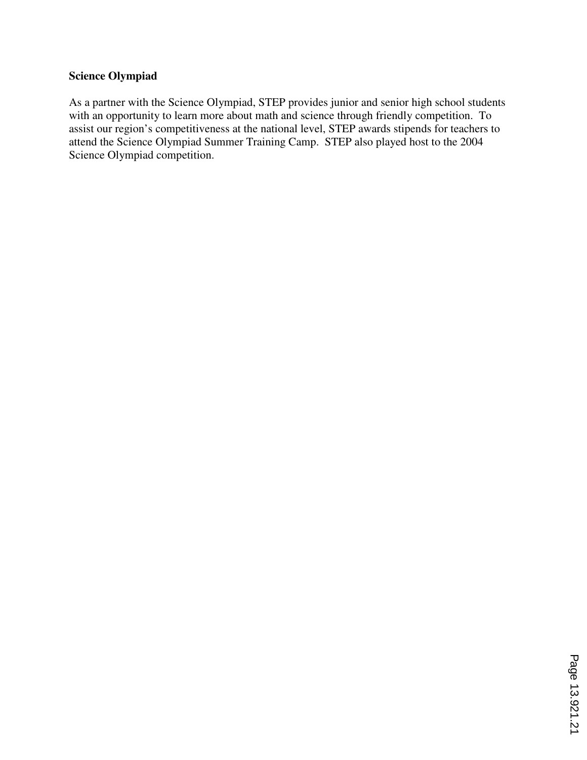**Science Olympiad**

As a partner with the Science Olympiad, STEP provides junior and senior high school students with an opportunity to learn more about math and science through friendly competition. To assist our region's competitiveness at the national level, STEP awards stipends for teachers to attend the Science Olympiad Summer Training Camp. STEP also played host to the 2004 Science Olympiad competition.